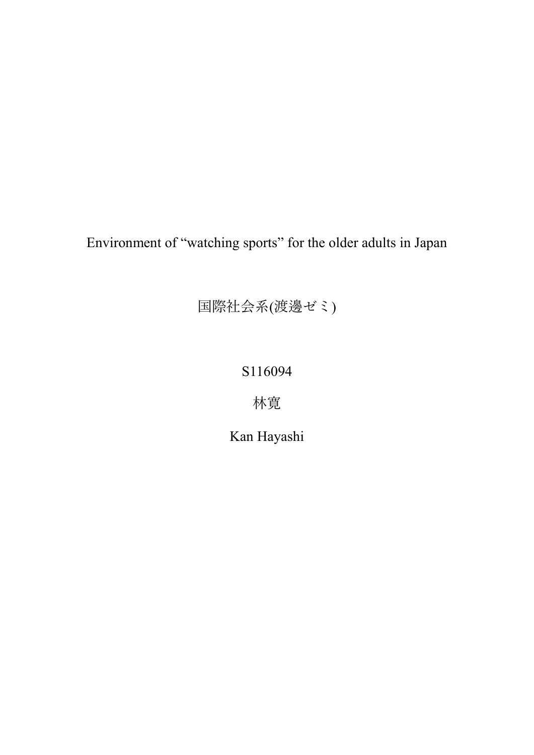# Environment of "watching sports" for the older adults in Japan

国際社会系(渡邊ゼミ)

S116094

林寛

Kan Hayashi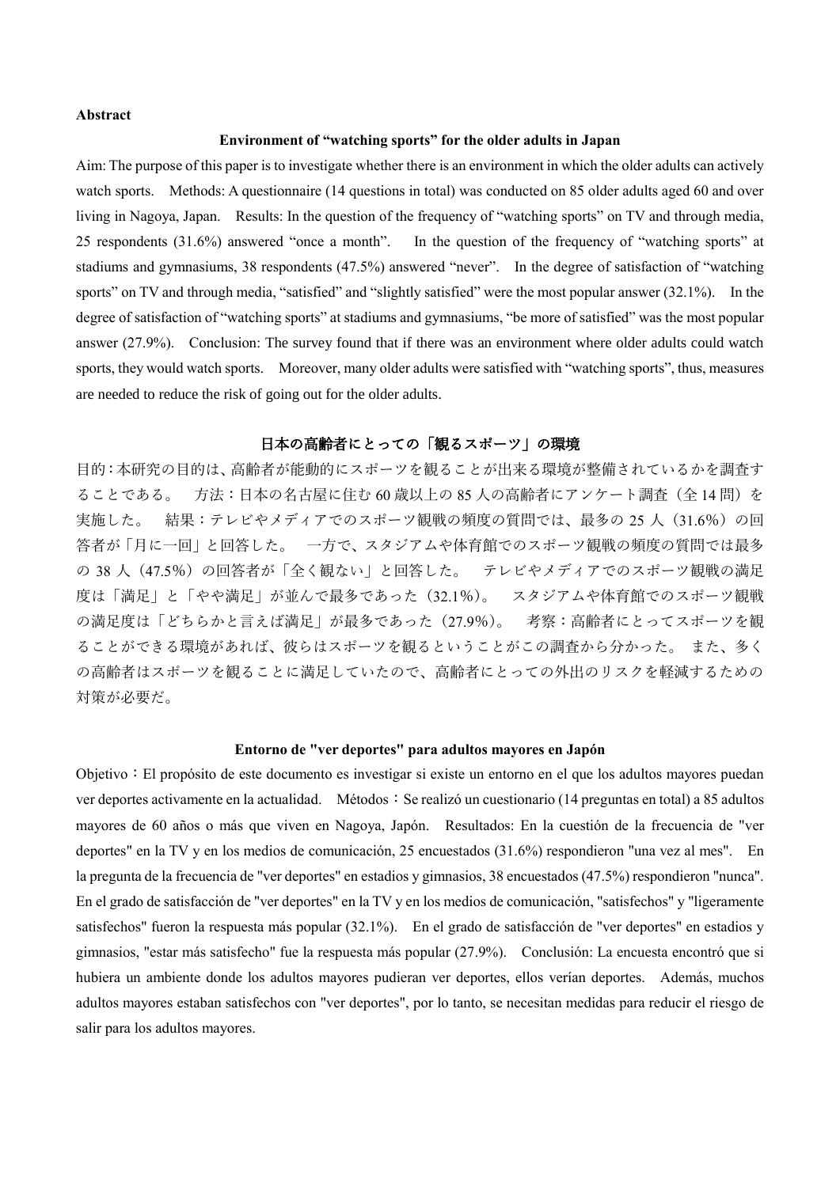**Abstract**

### Environment of “watching sports” for the older adults in Japan

Aim: The purpose of this paper is to investigate whether there is an environment in which the older adults can actively watch sports.　Methods: A questionnaire (14 questions in total) was conducted on 85 older adults aged 60 and over living in Nagoya, Japan.　Results: In the question of the frequency of “watching sports” on TV and through media, 25 respondents (31.6%) answered “once a month”.　In the question of the frequency of “watching sports” at stadiums and gymnasiums, 38 respondents (47.5%) answered “never”.　In the degree of satisfaction of “watching sports” on TV and through media, “satisfied” and “slightly satisfied” were the most popular answer (32.1%).　In the degree of satisfaction of “watching sports” at stadiums and gymnasiums, “be more of satisfied” was the most popular answer (27.9%).　Conclusion: The survey found that if there was an environment where older adults could watch sports, they would watch sports.　Moreover, many older adults were satisfied with “watching sports”, thus, measures are needed to reduce the risk of going out for the older adults.

### 日本の高齢者にとっての「観るスポーツ」の環境

目的:本研究の目的は、高齢者が能動的にスポーツを観ることが出来る環境が整備されているかを調査することである。　方法：日本の名古屋に住む 60 歳以上の 85 人の高齢者にアンケート調査（全 14 問）を実施した。　結果：テレビやメディアでのスポーツ観戦の頻度の質問では、最多の 25 人（31.6%）の回答者が「月に一回」と回答した。　一方で、スタジアムや体育館でのスポーツ観戦の頻度の質問では最多の 38 人（47.5%）の回答者が「全く観ない」と回答した。　テレビやメディアでのスポーツ観戦の満足度は「満足」と「やや満足」が並んで最多であった（32.1%）。　スタジアムや体育館でのスポーツ観戦の満足度は「どちらかと言えば満足」が最多であった（27.9%）。　考察：高齢者にとってスポーツを観ることができる環境があれば、彼らはスポーツを観るということがこの調査から分かった。 また、多くの高齢者はスポーツを観ることに満足していたので、高齢者にとっての外出のリスクを軽減するための対策が必要だ。

### Entorno de "ver deportes" para adultos mayores en Japón

Objetivo：El propósito de este documento es investigar si existe un entorno en el que los adultos mayores puedan ver deportes activamente en la actualidad.　Métodos：Se realizó un cuestionario (14 preguntas en total) a 85 adultos mayores de 60 años o más que viven en Nagoya, Japón.　Resultados: En la cuestión de la frecuencia de "ver deportes" en la TV y en los medios de comunicación, 25 encuestados (31.6%) respondieron "una vez al mes".　En la pregunta de la frecuencia de "ver deportes" en estadios y gimnasios, 38 encuestados (47.5%) respondieron "nunca". En el grado de satisfacción de "ver deportes" en la TV y en los medios de comunicación, "satisfechos" y "ligeramente satisfechos" fueron la respuesta más popular (32.1%).　En el grado de satisfacción de "ver deportes" en estadios y gimnasios, "estar más satisfecho" fue la respuesta más popular (27.9%).　Conclusión: La encuesta encontró que si hubiera un ambiente donde los adultos mayores pudieran ver deportes, ellos verían deportes.　Además, muchos adultos mayores estaban satisfechos con "ver deportes", por lo tanto, se necesitan medidas para reducir el riesgo de salir para los adultos mayores.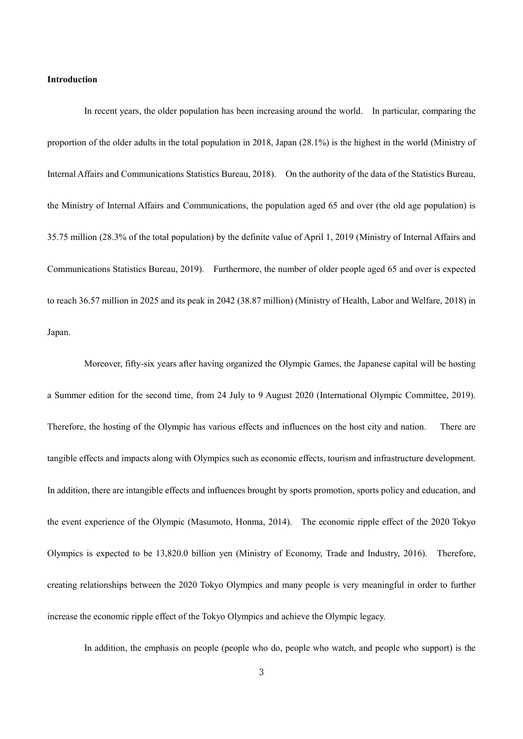**Introduction**

In recent years, the older population has been increasing around the world. In particular, comparing the proportion of the older adults in the total population in 2018, Japan (28.1%) is the highest in the world (Ministry of Internal Affairs and Communications Statistics Bureau, 2018). On the authority of the data of the Statistics Bureau, the Ministry of Internal Affairs and Communications, the population aged 65 and over (the old age population) is 35.75 million (28.3% of the total population) by the definite value of April 1, 2019 (Ministry of Internal Affairs and Communications Statistics Bureau, 2019). Furthermore, the number of older people aged 65 and over is expected to reach 36.57 million in 2025 and its peak in 2042 (38.87 million) (Ministry of Health, Labor and Welfare, 2018) in Japan.

Moreover, fifty-six years after having organized the Olympic Games, the Japanese capital will be hosting a Summer edition for the second time, from 24 July to 9 August 2020 (International Olympic Committee, 2019). Therefore, the hosting of the Olympic has various effects and influences on the host city and nation. There are tangible effects and impacts along with Olympics such as economic effects, tourism and infrastructure development. In addition, there are intangible effects and influences brought by sports promotion, sports policy and education, and the event experience of the Olympic (Masumoto, Honma, 2014). The economic ripple effect of the 2020 Tokyo Olympics is expected to be 13,820.0 billion yen (Ministry of Economy, Trade and Industry, 2016). Therefore, creating relationships between the 2020 Tokyo Olympics and many people is very meaningful in order to further increase the economic ripple effect of the Tokyo Olympics and achieve the Olympic legacy.

In addition, the emphasis on people (people who do, people who watch, and people who support) is the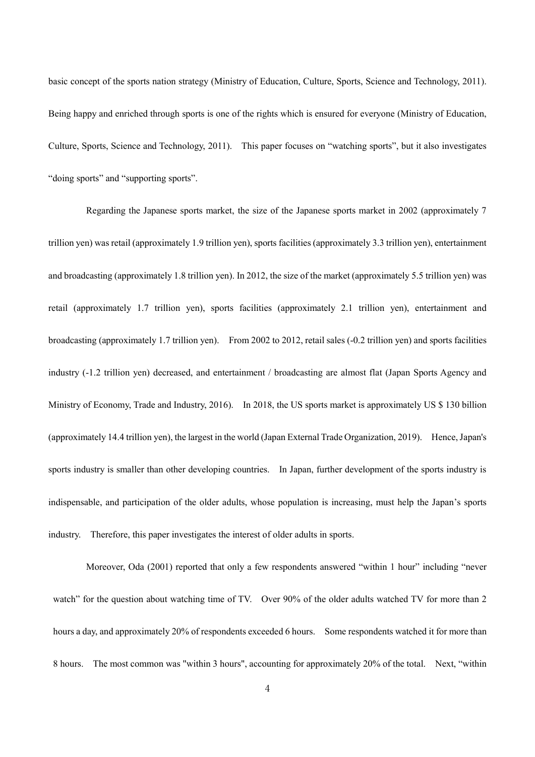basic concept of the sports nation strategy (Ministry of Education, Culture, Sports, Science and Technology, 2011). Being happy and enriched through sports is one of the rights which is ensured for everyone (Ministry of Education, Culture, Sports, Science and Technology, 2011). This paper focuses on "watching sports", but it also investigates "doing sports" and "supporting sports".

Regarding the Japanese sports market, the size of the Japanese sports market in 2002 (approximately 7 trillion yen) was retail (approximately 1.9 trillion yen), sports facilities (approximately 3.3 trillion yen), entertainment and broadcasting (approximately 1.8 trillion yen). In 2012, the size of the market (approximately 5.5 trillion yen) was retail (approximately 1.7 trillion yen), sports facilities (approximately 2.1 trillion yen), entertainment and broadcasting (approximately 1.7 trillion yen). From 2002 to 2012, retail sales (-0.2 trillion yen) and sports facilities industry (-1.2 trillion yen) decreased, and entertainment / broadcasting are almost flat (Japan Sports Agency and Ministry of Economy, Trade and Industry, 2016). In 2018, the US sports market is approximately US $ 130 billion (approximately 14.4 trillion yen), the largest in the world (Japan External Trade Organization, 2019). Hence, Japan's sports industry is smaller than other developing countries. In Japan, further development of the sports industry is indispensable, and participation of the older adults, whose population is increasing, must help the Japan's sports industry. Therefore, this paper investigates the interest of older adults in sports.

Moreover, Oda (2001) reported that only a few respondents answered "within 1 hour" including "never watch" for the question about watching time of TV. Over 90% of the older adults watched TV for more than 2 hours a day, and approximately 20% of respondents exceeded 6 hours. Some respondents watched it for more than 8 hours. The most common was "within 3 hours", accounting for approximately 20% of the total. Next, "within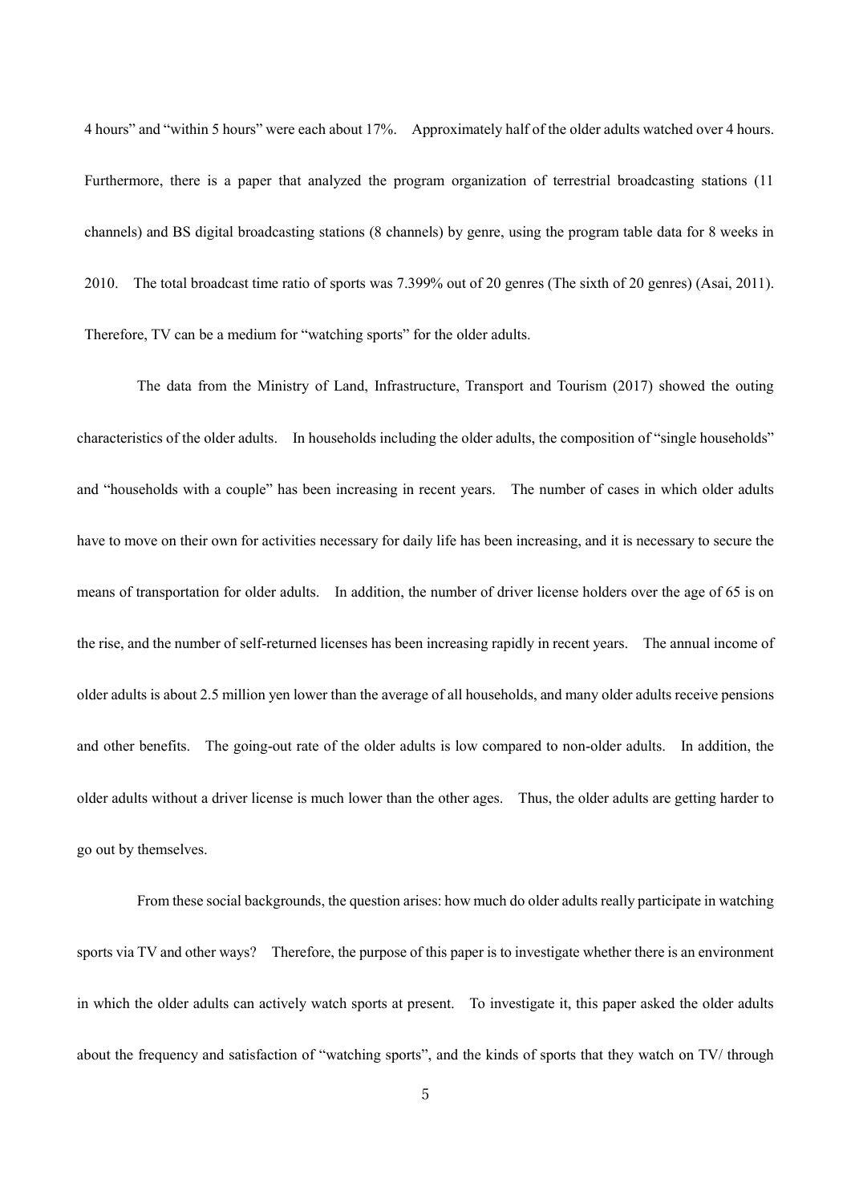4 hours" and "within 5 hours" were each about 17%. Approximately half of the older adults watched over 4 hours. Furthermore, there is a paper that analyzed the program organization of terrestrial broadcasting stations (11 channels) and BS digital broadcasting stations (8 channels) by genre, using the program table data for 8 weeks in 2010. The total broadcast time ratio of sports was 7.399% out of 20 genres (The sixth of 20 genres) (Asai, 2011). Therefore, TV can be a medium for "watching sports" for the older adults.

The data from the Ministry of Land, Infrastructure, Transport and Tourism (2017) showed the outing characteristics of the older adults. In households including the older adults, the composition of "single households" and "households with a couple" has been increasing in recent years. The number of cases in which older adults have to move on their own for activities necessary for daily life has been increasing, and it is necessary to secure the means of transportation for older adults. In addition, the number of driver license holders over the age of 65 is on the rise, and the number of self-returned licenses has been increasing rapidly in recent years. The annual income of older adults is about 2.5 million yen lower than the average of all households, and many older adults receive pensions and other benefits. The going-out rate of the older adults is low compared to non-older adults. In addition, the older adults without a driver license is much lower than the other ages. Thus, the older adults are getting harder to go out by themselves.

From these social backgrounds, the question arises: how much do older adults really participate in watching sports via TV and other ways? Therefore, the purpose of this paper is to investigate whether there is an environment in which the older adults can actively watch sports at present. To investigate it, this paper asked the older adults about the frequency and satisfaction of "watching sports", and the kinds of sports that they watch on TV/ through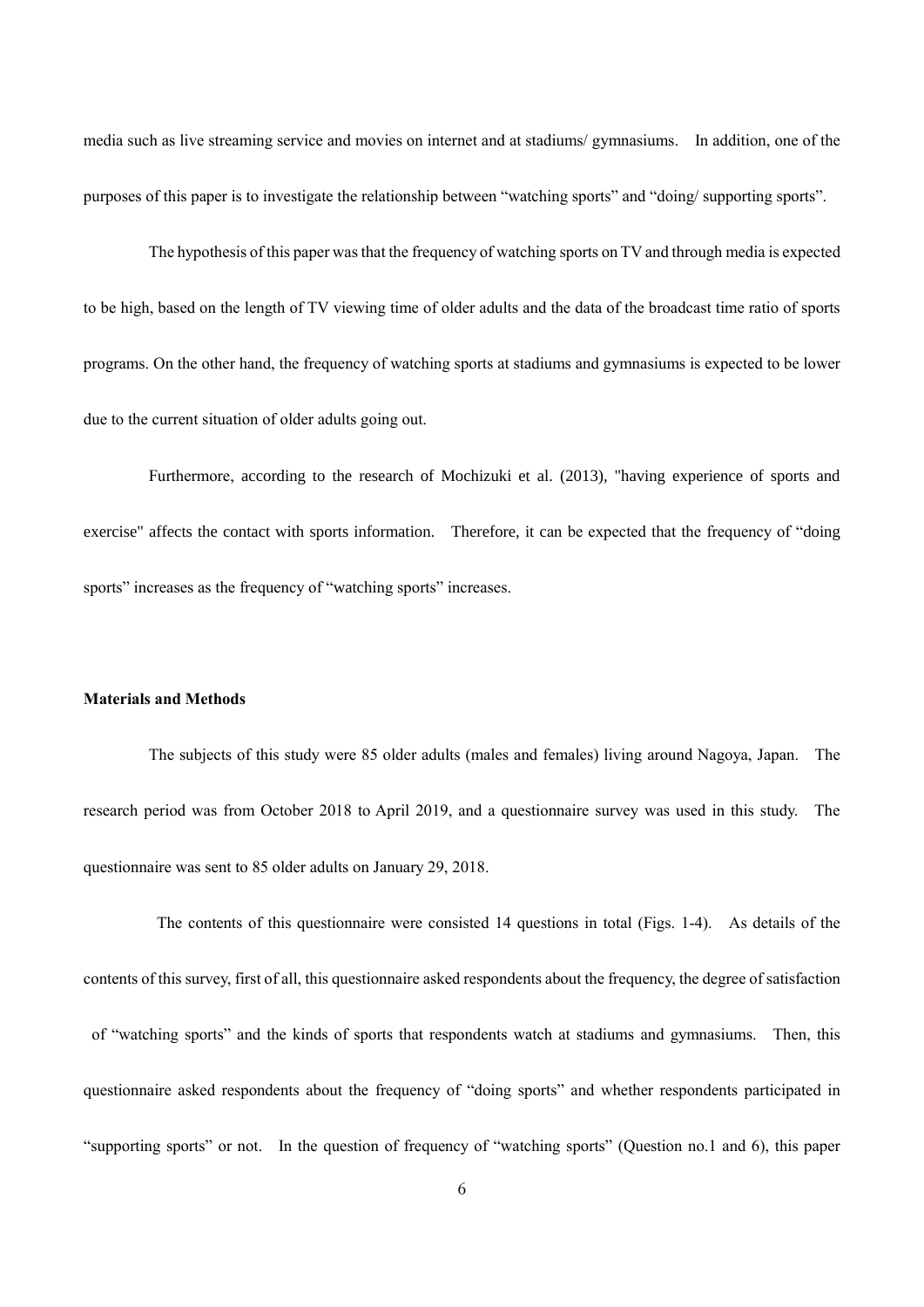media such as live streaming service and movies on internet and at stadiums/ gymnasiums. In addition, one of the purposes of this paper is to investigate the relationship between "watching sports" and "doing/ supporting sports".

The hypothesis of this paper was that the frequency of watching sports on TV and through media is expected to be high, based on the length of TV viewing time of older adults and the data of the broadcast time ratio of sports programs. On the other hand, the frequency of watching sports at stadiums and gymnasiums is expected to be lower due to the current situation of older adults going out.

Furthermore, according to the research of Mochizuki et al. (2013), "having experience of sports and exercise" affects the contact with sports information. Therefore, it can be expected that the frequency of "doing sports" increases as the frequency of "watching sports" increases.

## Materials and Methods

The subjects of this study were 85 older adults (males and females) living around Nagoya, Japan. The research period was from October 2018 to April 2019, and a questionnaire survey was used in this study. The questionnaire was sent to 85 older adults on January 29, 2018.

The contents of this questionnaire were consisted 14 questions in total (Figs. 1-4). As details of the contents of this survey, first of all, this questionnaire asked respondents about the frequency, the degree of satisfaction of "watching sports" and the kinds of sports that respondents watch at stadiums and gymnasiums. Then, this questionnaire asked respondents about the frequency of "doing sports" and whether respondents participated in "supporting sports" or not. In the question of frequency of "watching sports" (Question no.1 and 6), this paper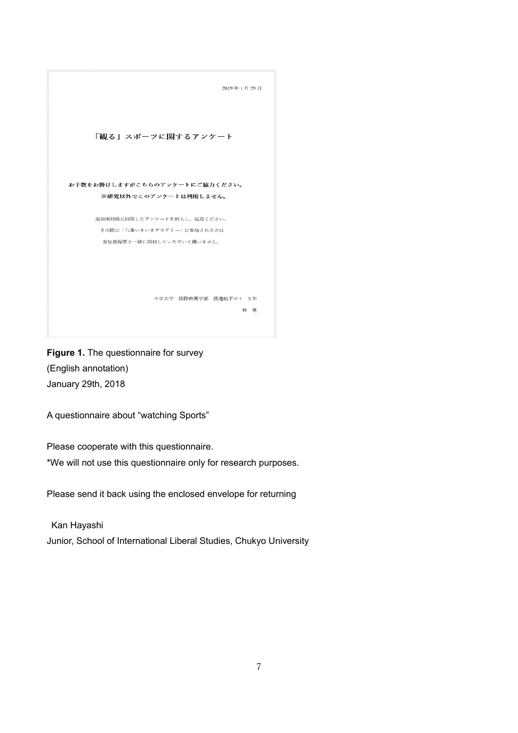2019年1月29日

「観る」スポーツに関するアンケート

お手数をお掛けしますがこちらのアンケートにご協力ください。

※研究以外でこのアンケートは利用しません。

返信用封筒に回答したアンケートを封入し、返送ください。

その際に「八事いきいきアカデミー」に参加される方は

参加登録票と一緒に同封していただいて構いません。

中京大学　国際教養学部　渡邊航平ゼミ　3年

林　寛

**Figure 1.** The questionnaire for survey

(English annotation)

January 29th, 2018

A questionnaire about “watching Sports”

Please cooperate with this questionnaire.

*We will not use this questionnaire only for research purposes.

Please send it back using the enclosed envelope for returning

Kan Hayashi

Junior, School of International Liberal Studies, Chukyo University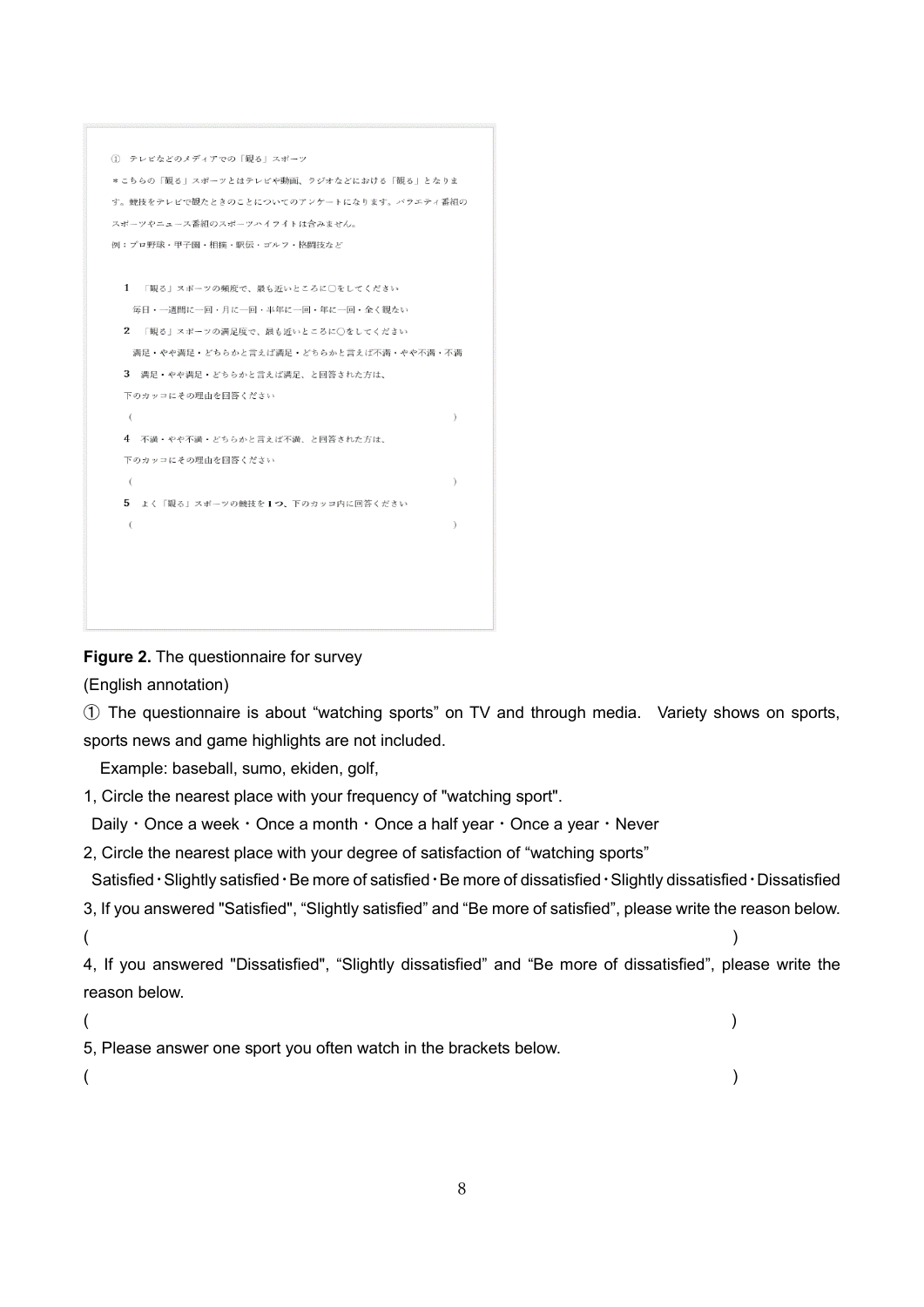① テレビなどのメディアでの「観る」スポーツ

＊こちらの「観る」スポーツとはテレビや動画、ラジオなどにおける「観る」となります。競技をテレビで観たときのことについてのアンケートになります。バラエティ番組のスポーツやニュース番組のスポーツハイライトは含みません。

例：プロ野球・甲子園・相撲・駅伝・ゴルフ・格闘技など

1 「観る」スポーツの頻度で、最も近いところに〇をしてください

毎日・一週間に一回・月に一回・半年に一回・年に一回・全く観ない

2 「観る」スポーツの満足度で、最も近いところに〇をしてください

満足・やや満足・どちらかと言えば満足・どちらかと言えば不満・やや不満・不満

3 満足・やや満足・どちらかと言えば満足、と回答された方は、

下のカッコにその理由を回答ください

(　　　　　　　　　　　　　　　　　　　　　　　　)

4 不満・やや不満・どちらかと言えば不満、と回答された方は、

下のカッコにその理由を回答ください

(　　　　　　　　　　　　　　　　　　　　　　　　)

5 よく「観る」スポーツの競技を1つ、下のカッコ内に回答ください

(　　　　　　　　　　　　　　　　　　　　　　　　)

**Figure 2.** The questionnaire for survey

(English annotation)

① The questionnaire is about "watching sports" on TV and through media. Variety shows on sports, sports news and game highlights are not included.

Example: baseball, sumo, ekiden, golf,

1, Circle the nearest place with your frequency of "watching sport".

Daily・Once a week・Once a month・Once a half year・Once a year・Never

2, Circle the nearest place with your degree of satisfaction of "watching sports"

Satisfied・Slightly satisfied・Be more of satisfied・Be more of dissatisfied・Slightly dissatisfied・Dissatisfied

3, If you answered "Satisfied", "Slightly satisfied" and "Be more of satisfied", please write the reason below.

(　　　　　　　　　　　　　　　　　　　　　　　　)

4, If you answered "Dissatisfied", "Slightly dissatisfied" and "Be more of dissatisfied", please write the reason below.

(　　　　　　　　　　　　　　　　　　　　　　　　)

5, Please answer one sport you often watch in the brackets below.

(　　　　　　　　　　　　　　　　　　　　　　　　)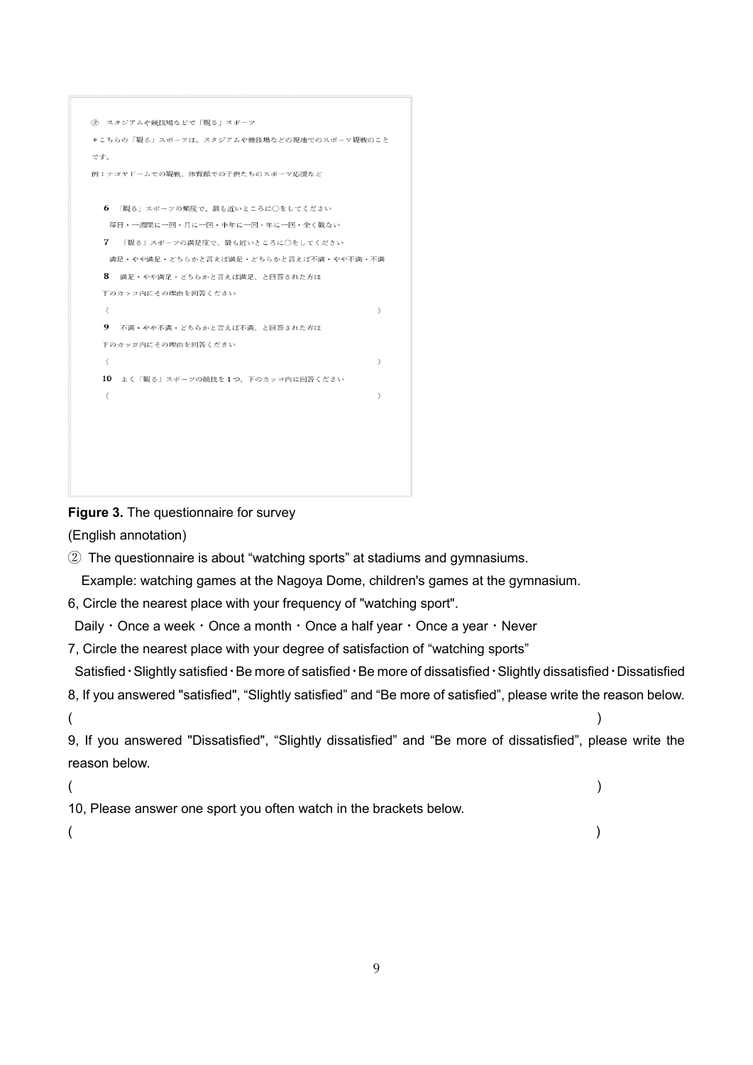② スタジアムや競技場などで「観る」スポーツ

＊こちらの「観る」スポーツは、スタジアムや競技場などの現地でのスポーツ観戦のことです。

例：ナゴヤドームでの観戦、体育館での子供たちのスポーツ応援など

**6** 「観る」スポーツの頻度で、最も近いところに○をしてください

毎日・一週間に一回・月に一回・半年に一回・年に一回・全く観ない

**7** 「観る」スポーツの満足度で、最も近いところに○をしてください

満足・やや満足・どちらかと言えば満足・どちらかと言えば不満・やや不満・不満

**8** 満足・やや満足・どちらかと言えば満足、と回答された方は

下のカッコ内にその理由を回答ください

（　　　　　　　　　　　　　　　　　　　　　　　　　　　　）

**9** 不満・やや不満・どちらかと言えば不満、と回答された方は

下のカッコ内にその理由を回答ください

（　　　　　　　　　　　　　　　　　　　　　　　　　　　　）

**10** よく「観る」スポーツの競技を１つ、下のカッコ内に回答ください

（　　　　　　　　　　　　　　　　　　　　　　　　　　　　）

**Figure 3.** The questionnaire for survey

(English annotation)

② The questionnaire is about "watching sports" at stadiums and gymnasiums.

Example: watching games at the Nagoya Dome, children's games at the gymnasium.

6, Circle the nearest place with your frequency of "watching sport".

Daily・Once a week・Once a month・Once a half year・Once a year・Never

7, Circle the nearest place with your degree of satisfaction of "watching sports"

Satisfied・Slightly satisfied・Be more of satisfied・Be more of dissatisfied・Slightly dissatisfied・Dissatisfied

8, If you answered "satisfied", "Slightly satisfied" and "Be more of satisfied", please write the reason below.

(                                                                                                    )

9, If you answered "Dissatisfied", "Slightly dissatisfied" and "Be more of dissatisfied", please write the reason below.

(                                                                                                    )

10, Please answer one sport you often watch in the brackets below.

(                                                                                                    )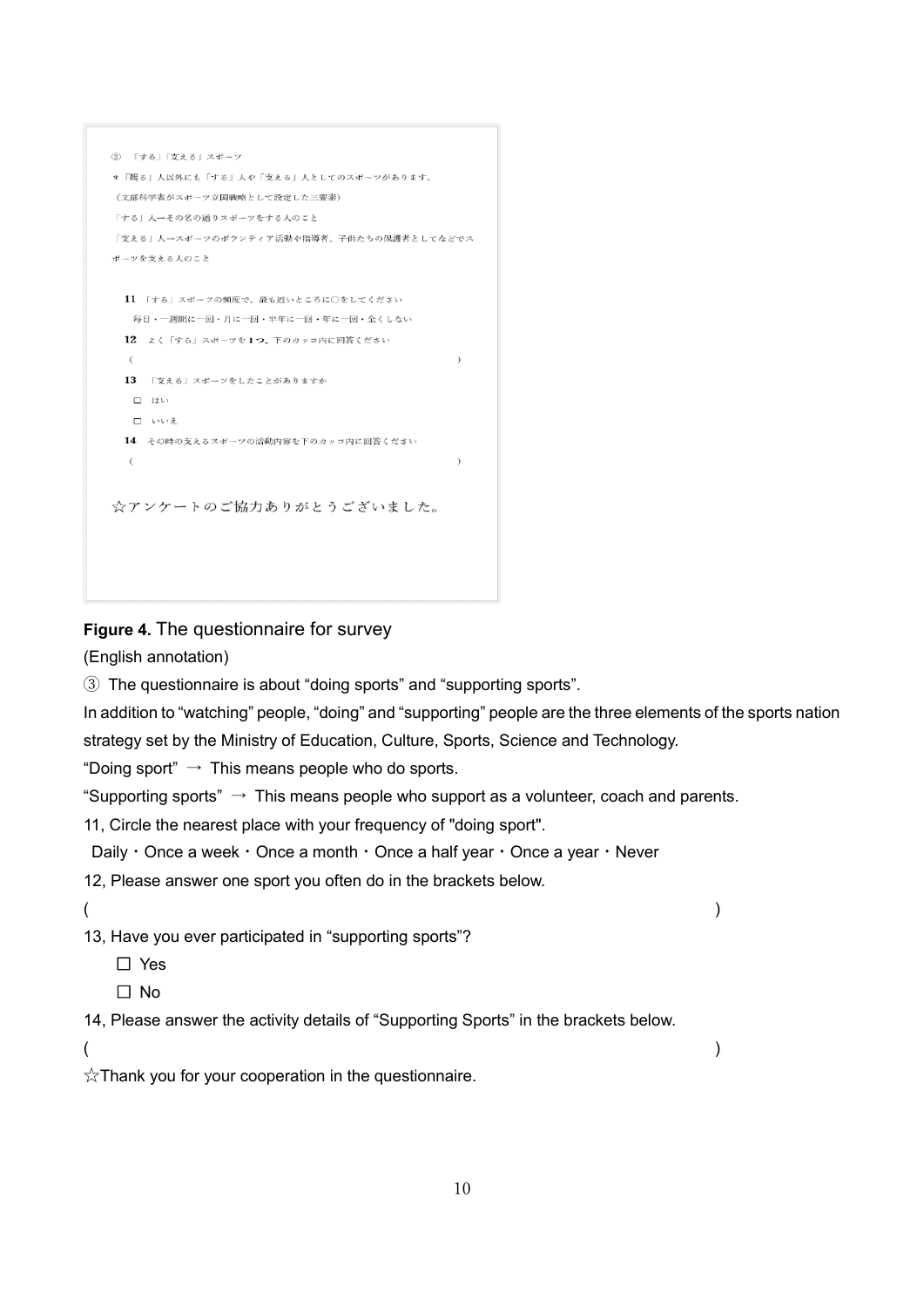③ 「する」「支える」スポーツ

＊「観る」人以外にも「する」人や「支える」人としてのスポーツがあります。

（文部科学省がスポーツ立国戦略として設定した三要素）

「する」人→その名の通りスポーツをする人のこと

「支える」人→スポーツのボランティア活動や指導者、子供たちの保護者としてなどでスポーツを支える人のこと

**11** 「する」スポーツの頻度で、最も近いところに○をしてください

毎日・一週間に一回・月に一回・半年に一回・年に一回・全くしない

**12** よく「する」スポーツを**1つ**、下のカッコ内に回答ください

（　　　　　　　　　　　　　　　　　　　　　　　　　　　　）

**13** 「支える」スポーツをしたことがありますか

☐ はい

☐ いいえ

**14** その時の支えるスポーツの活動内容を下のカッコ内に回答ください

（　　　　　　　　　　　　　　　　　　　　　　　　　　　　）

☆アンケートのご協力ありがとうございました。

**Figure 4.** The questionnaire for survey

(English annotation)

③ The questionnaire is about “doing sports” and “supporting sports”.

In addition to “watching” people, “doing” and “supporting” people are the three elements of the sports nation strategy set by the Ministry of Education, Culture, Sports, Science and Technology.

“Doing sport” → This means people who do sports.

“Supporting sports” → This means people who support as a volunteer, coach and parents.

11, Circle the nearest place with your frequency of "doing sport".

Daily・Once a week・Once a month・Once a half year・Once a year・Never

12, Please answer one sport you often do in the brackets below.

(　　　　　　　　　　　　　　　　　　　　　　　　　　　　)

13, Have you ever participated in “supporting sports”?

☐ Yes

☐ No

14, Please answer the activity details of “Supporting Sports” in the brackets below.

(　　　　　　　　　　　　　　　　　　　　　　　　　　　　)

☆Thank you for your cooperation in the questionnaire.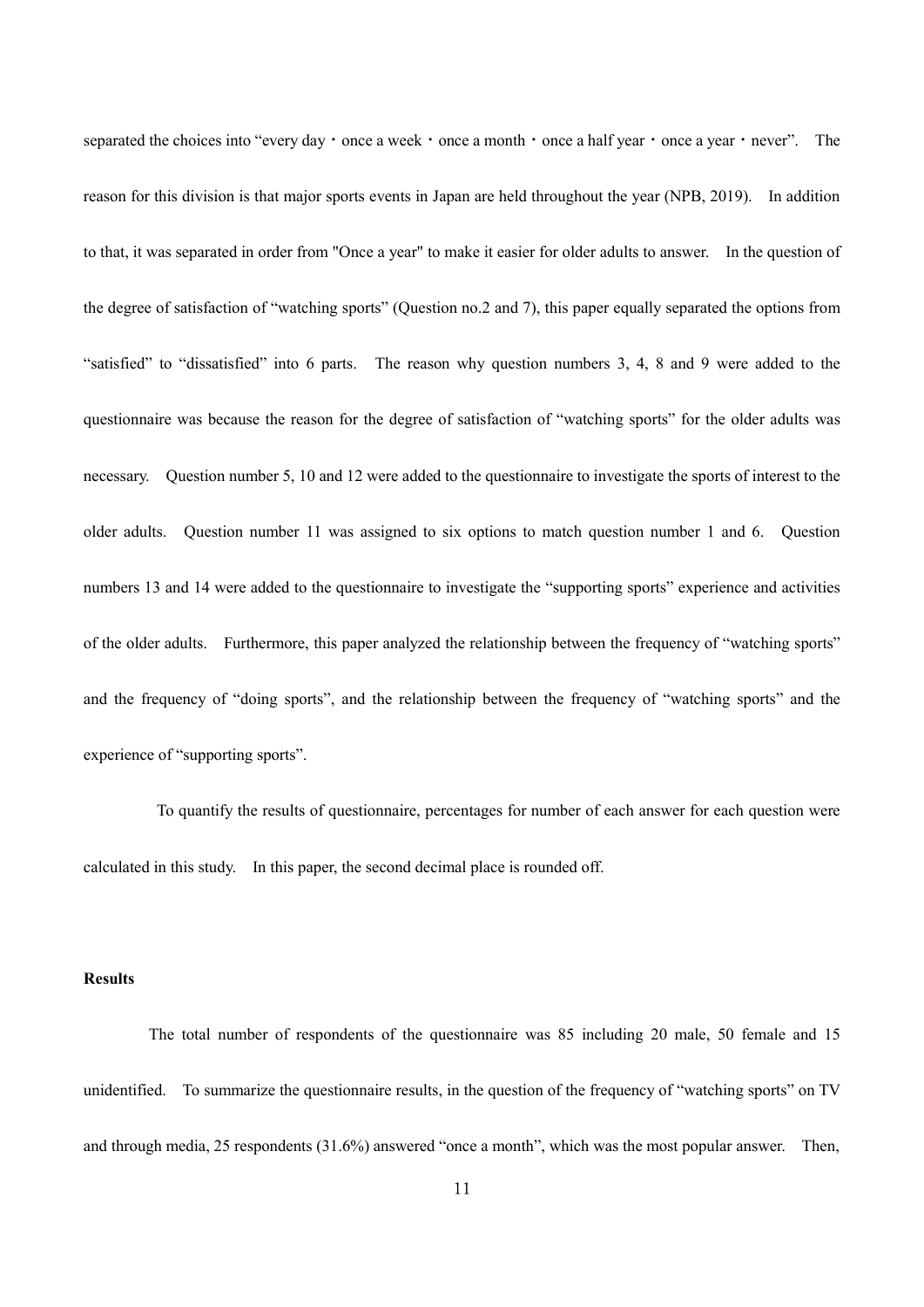separated the choices into "every day・once a week・once a month・once a half year・once a year・never". The reason for this division is that major sports events in Japan are held throughout the year (NPB, 2019). In addition to that, it was separated in order from "Once a year" to make it easier for older adults to answer. In the question of the degree of satisfaction of "watching sports" (Question no.2 and 7), this paper equally separated the options from "satisfied" to "dissatisfied" into 6 parts. The reason why question numbers 3, 4, 8 and 9 were added to the questionnaire was because the reason for the degree of satisfaction of "watching sports" for the older adults was necessary. Question number 5, 10 and 12 were added to the questionnaire to investigate the sports of interest to the older adults. Question number 11 was assigned to six options to match question number 1 and 6. Question numbers 13 and 14 were added to the questionnaire to investigate the "supporting sports" experience and activities of the older adults. Furthermore, this paper analyzed the relationship between the frequency of "watching sports" and the frequency of "doing sports", and the relationship between the frequency of "watching sports" and the experience of "supporting sports".

To quantify the results of questionnaire, percentages for number of each answer for each question were calculated in this study. In this paper, the second decimal place is rounded off.

**Results**

The total number of respondents of the questionnaire was 85 including 20 male, 50 female and 15 unidentified. To summarize the questionnaire results, in the question of the frequency of "watching sports" on TV and through media, 25 respondents (31.6%) answered "once a month", which was the most popular answer. Then,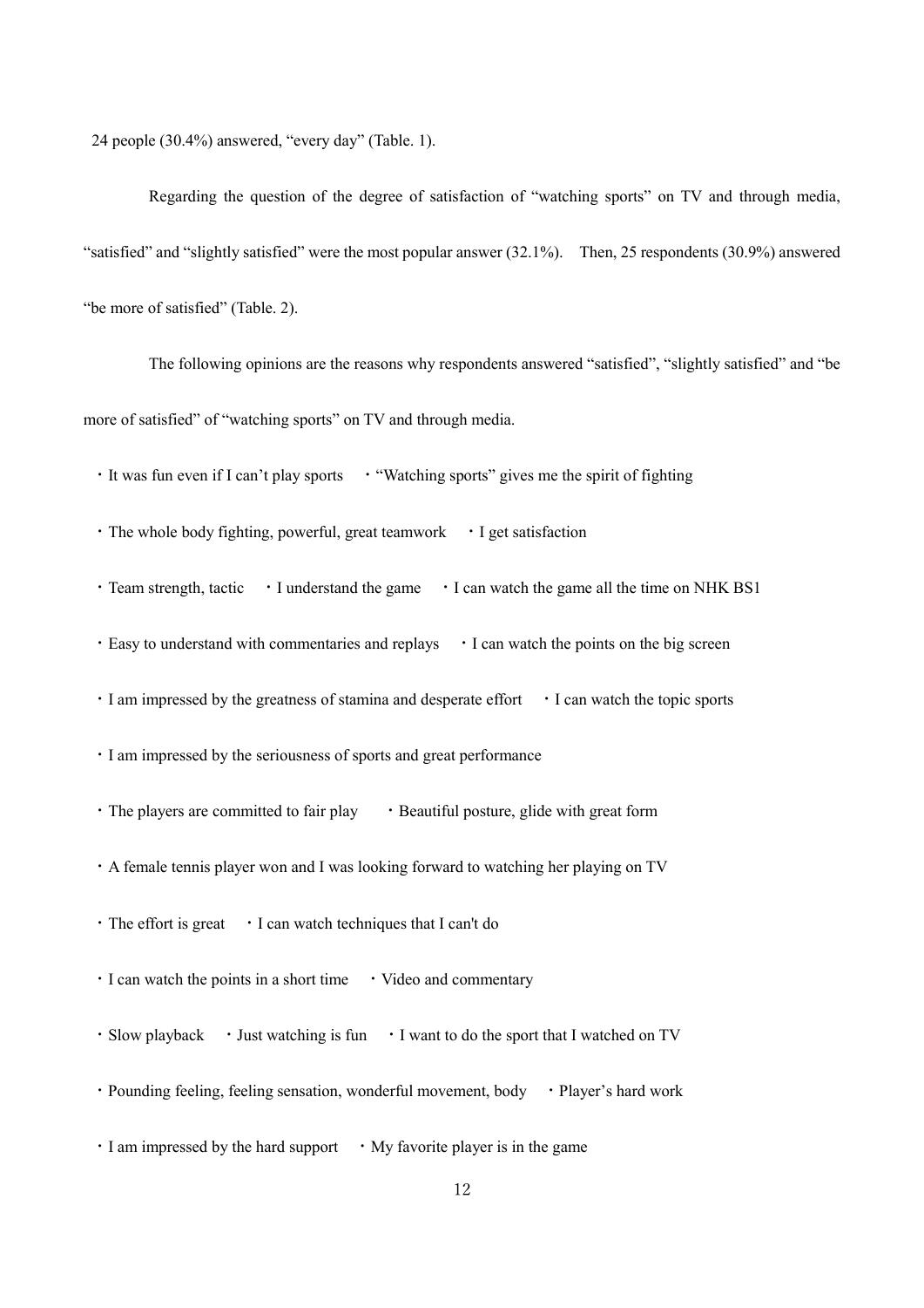24 people (30.4%) answered, "every day" (Table. 1).

Regarding the question of the degree of satisfaction of "watching sports" on TV and through media, "satisfied" and "slightly satisfied" were the most popular answer (32.1%). Then, 25 respondents (30.9%) answered "be more of satisfied" (Table. 2).

The following opinions are the reasons why respondents answered "satisfied", "slightly satisfied" and "be more of satisfied" of "watching sports" on TV and through media.

・It was fun even if I can't play sports ・"Watching sports" gives me the spirit of fighting

・The whole body fighting, powerful, great teamwork ・I get satisfaction

・Team strength, tactic ・I understand the game ・I can watch the game all the time on NHK BS1

・Easy to understand with commentaries and replays ・I can watch the points on the big screen

・I am impressed by the greatness of stamina and desperate effort ・I can watch the topic sports

・I am impressed by the seriousness of sports and great performance

・The players are committed to fair play ・Beautiful posture, glide with great form

・A female tennis player won and I was looking forward to watching her playing on TV

・The effort is great ・I can watch techniques that I can't do

・I can watch the points in a short time ・Video and commentary

・Slow playback ・Just watching is fun ・I want to do the sport that I watched on TV

・Pounding feeling, feeling sensation, wonderful movement, body ・Player's hard work

・I am impressed by the hard support ・My favorite player is in the game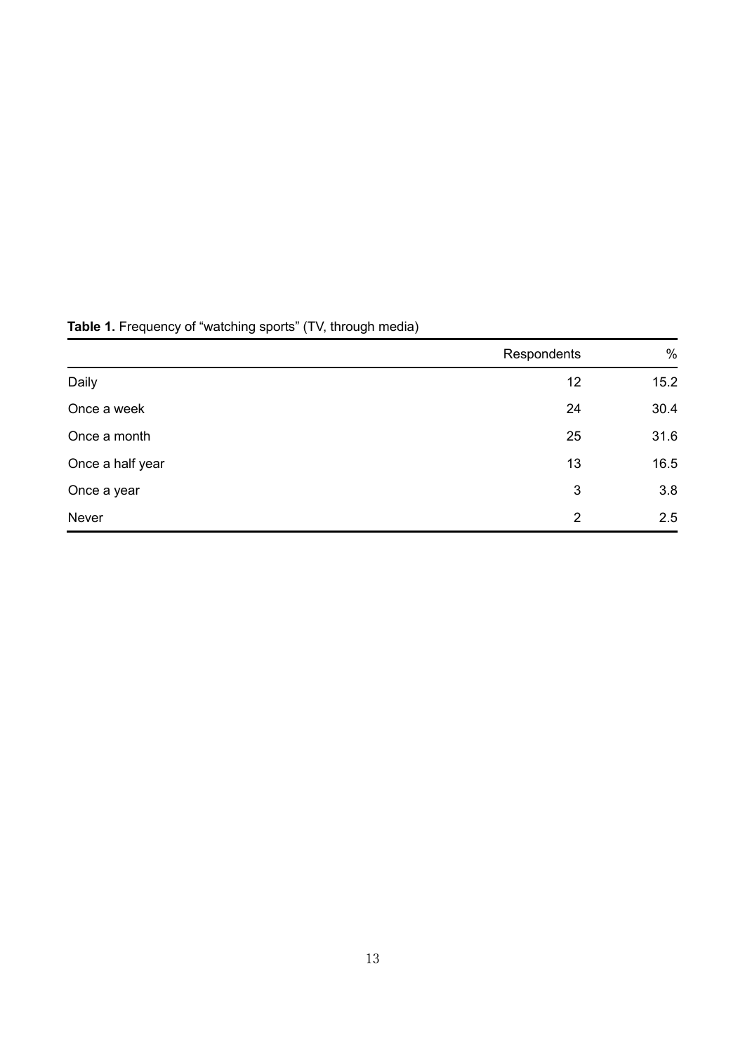**Table 1.** Frequency of "watching sports" (TV, through media)

| | Respondents | % |
|---|---|---|
| Daily | 12 | 15.2 |
| Once a week | 24 | 30.4 |
| Once a month | 25 | 31.6 |
| Once a half year | 13 | 16.5 |
| Once a year | 3 | 3.8 |
| Never | 2 | 2.5 |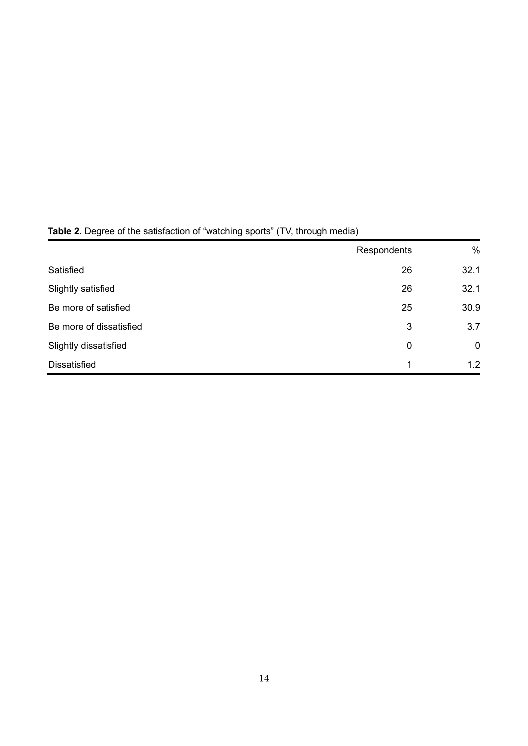**Table 2.** Degree of the satisfaction of "watching sports" (TV, through media)

| | Respondents | % |
|---|---|---|
| Satisfied | 26 | 32.1 |
| Slightly satisfied | 26 | 32.1 |
| Be more of satisfied | 25 | 30.9 |
| Be more of dissatisfied | 3 | 3.7 |
| Slightly dissatisfied | 0 | 0 |
| Dissatisfied | 1 | 1.2 |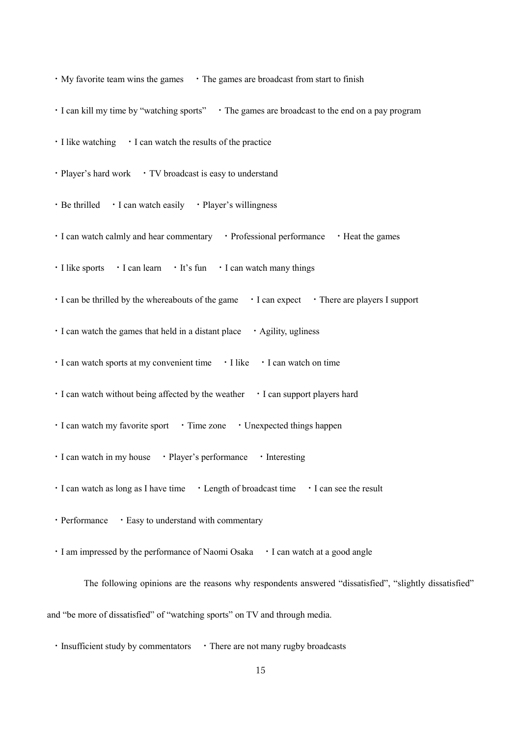・My favorite team wins the games　・The games are broadcast from start to finish

・I can kill my time by "watching sports"　・The games are broadcast to the end on a pay program

・I like watching　・I can watch the results of the practice

・Player's hard work　・TV broadcast is easy to understand

・Be thrilled　・I can watch easily　・Player's willingness

・I can watch calmly and hear commentary　・Professional performance　・Heat the games

・I like sports　・I can learn　・It's fun　・I can watch many things

・I can be thrilled by the whereabouts of the game　・I can expect　・There are players I support

・I can watch the games that held in a distant place　・Agility, ugliness

・I can watch sports at my convenient time　・I like　・I can watch on time

・I can watch without being affected by the weather　・I can support players hard

・I can watch my favorite sport　・Time zone　・Unexpected things happen

・I can watch in my house　・Player's performance　・Interesting

・I can watch as long as I have time　・Length of broadcast time　・I can see the result

・Performance　・Easy to understand with commentary

・I am impressed by the performance of Naomi Osaka　・I can watch at a good angle

The following opinions are the reasons why respondents answered "dissatisfied", "slightly dissatisfied" and "be more of dissatisfied" of "watching sports" on TV and through media.

・Insufficient study by commentators　・There are not many rugby broadcasts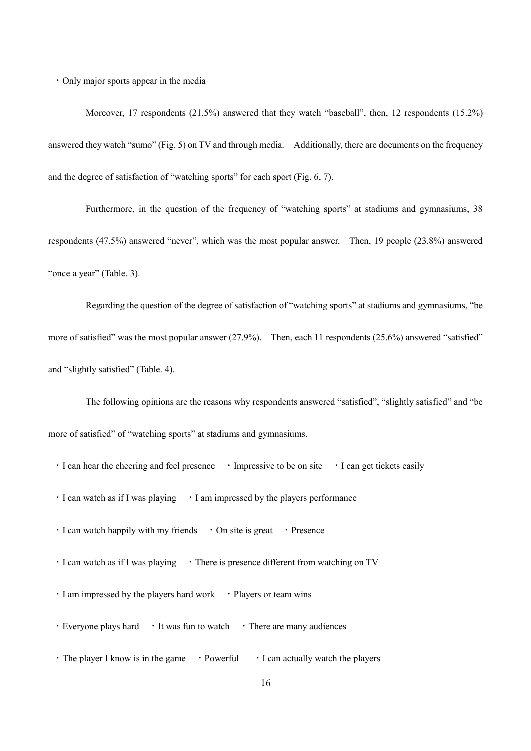・Only major sports appear in the media

Moreover, 17 respondents (21.5%) answered that they watch "baseball", then, 12 respondents (15.2%) answered they watch "sumo" (Fig. 5) on TV and through media. Additionally, there are documents on the frequency and the degree of satisfaction of "watching sports" for each sport (Fig. 6, 7).

Furthermore, in the question of the frequency of "watching sports" at stadiums and gymnasiums, 38 respondents (47.5%) answered "never", which was the most popular answer. Then, 19 people (23.8%) answered "once a year" (Table. 3).

Regarding the question of the degree of satisfaction of "watching sports" at stadiums and gymnasiums, "be more of satisfied" was the most popular answer (27.9%). Then, each 11 respondents (25.6%) answered "satisfied" and "slightly satisfied" (Table. 4).

The following opinions are the reasons why respondents answered "satisfied", "slightly satisfied" and "be more of satisfied" of "watching sports" at stadiums and gymnasiums.

・I can hear the cheering and feel presence ・Impressive to be on site ・I can get tickets easily

・I can watch as if I was playing ・I am impressed by the players performance

・I can watch happily with my friends ・On site is great ・Presence

・I can watch as if I was playing ・There is presence different from watching on TV

・I am impressed by the players hard work ・Players or team wins

・Everyone plays hard ・It was fun to watch ・There are many audiences

・The player I know is in the game ・Powerful ・I can actually watch the players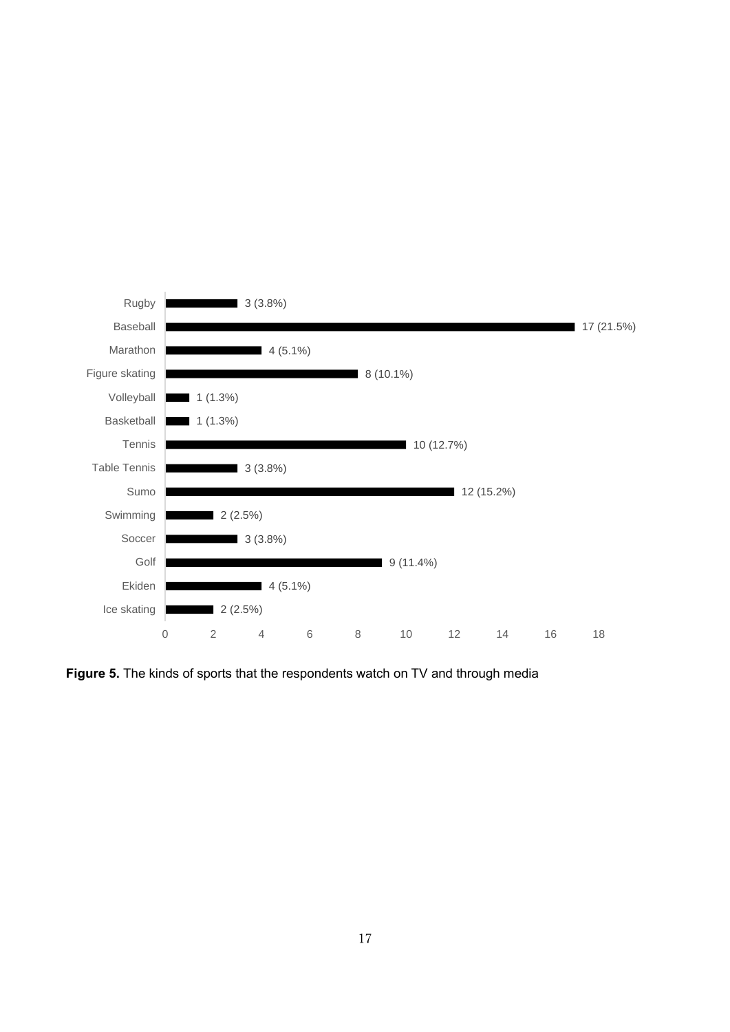| Sport | Number (%) |
|---|---|
| Rugby | 3 (3.8%) |
| Baseball | 17 (21.5%) |
| Marathon | 4 (5.1%) |
| Figure skating | 8 (10.1%) |
| Volleyball | 1 (1.3%) |
| Basketball | 1 (1.3%) |
| Tennis | 10 (12.7%) |
| Table Tennis | 3 (3.8%) |
| Sumo | 12 (15.2%) |
| Swimming | 2 (2.5%) |
| Soccer | 3 (3.8%) |
| Golf | 9 (11.4%) |
| Ekiden | 4 (5.1%) |
| Ice skating | 2 (2.5%) |

**Figure 5.** The kinds of sports that the respondents watch on TV and through media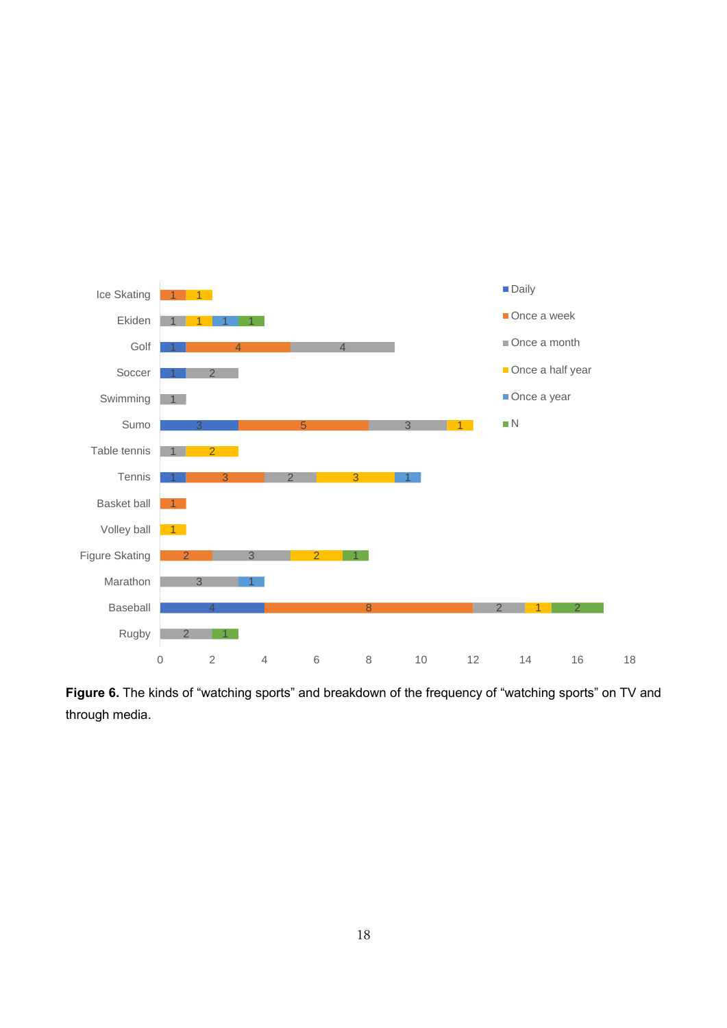| Sport | Daily | Once a week | Once a month | Once a half year | Once a year | N |
|---|---|---|---|---|---|---|
| Ice Skating | | 1 | | 1 | | |
| Ekiden | | | 1 | 1 | 1 | 1 |
| Golf | 1 | 4 | 4 | | | |
| Soccer | 1 | | 2 | | | |
| Swimming | | | 1 | | | |
| Sumo | 3 | 5 | 3 | 1 | | |
| Table tennis | | | 1 | 2 | | |
| Tennis | 1 | 3 | 2 | 3 | 1 | |
| Basket ball | | 1 | | | | |
| Volley ball | | | | 1 | | |
| Figure Skating | | 2 | 3 | 2 | | 1 |
| Marathon | | | 3 | | 1 | |
| Baseball | 4 | 8 | 2 | 1 | | 2 |
| Rugby | | | 2 | | | 1 |

**Figure 6.** The kinds of "watching sports" and breakdown of the frequency of "watching sports" on TV and through media.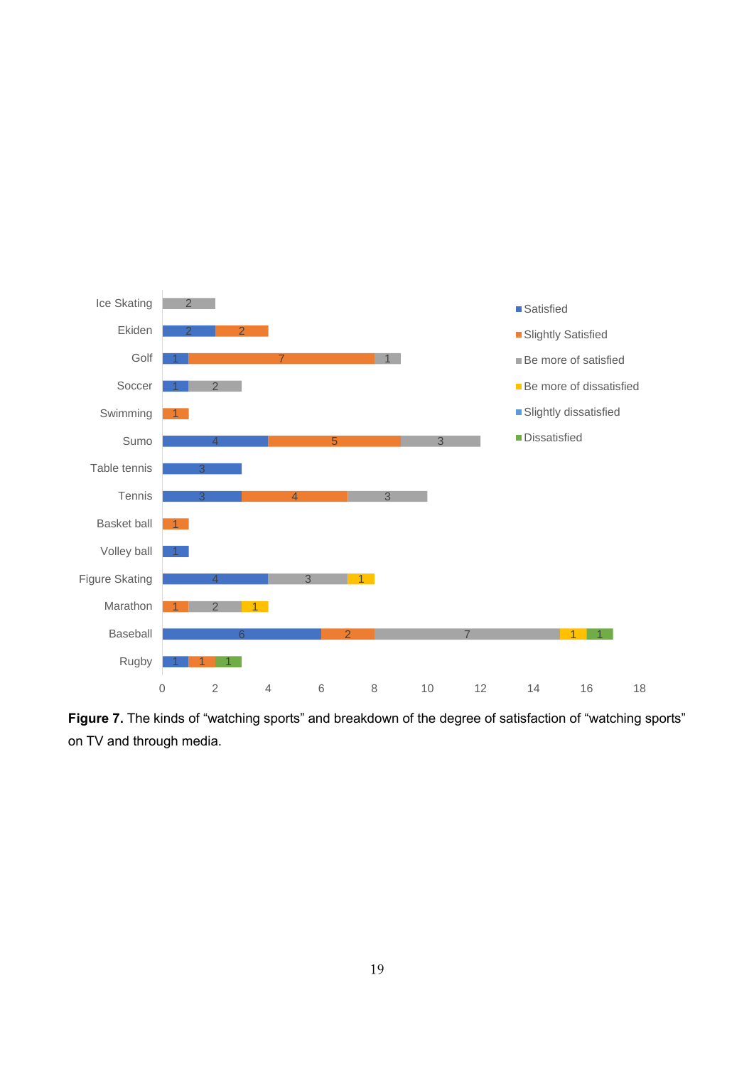**Figure 7.** The kinds of “watching sports” and breakdown of the degree of satisfaction of “watching sports” on TV and through media.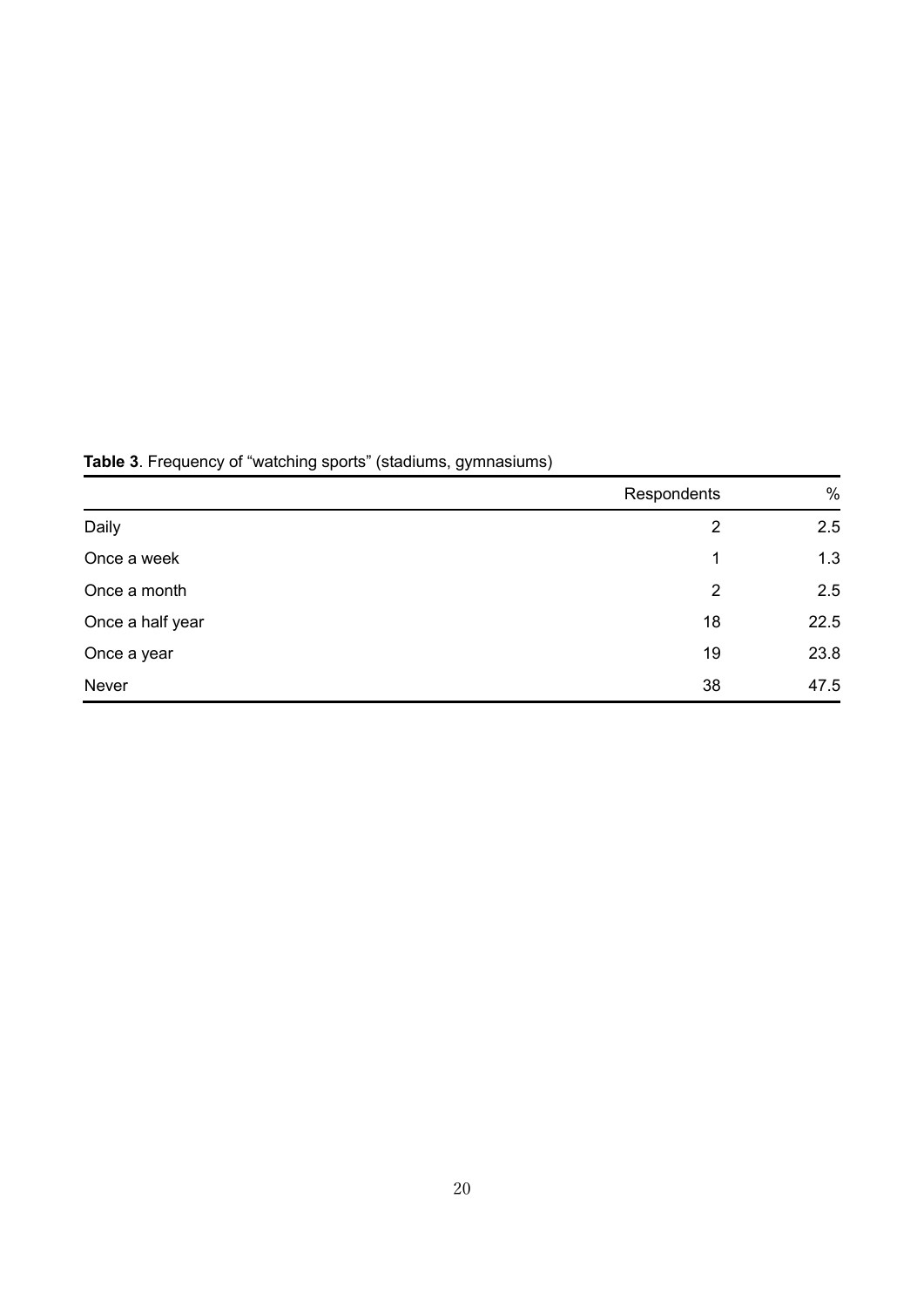**Table 3**. Frequency of “watching sports” (stadiums, gymnasiums)

| | Respondents | % |
|---|---|---|
| Daily | 2 | 2.5 |
| Once a week | 1 | 1.3 |
| Once a month | 2 | 2.5 |
| Once a half year | 18 | 22.5 |
| Once a year | 19 | 23.8 |
| Never | 38 | 47.5 |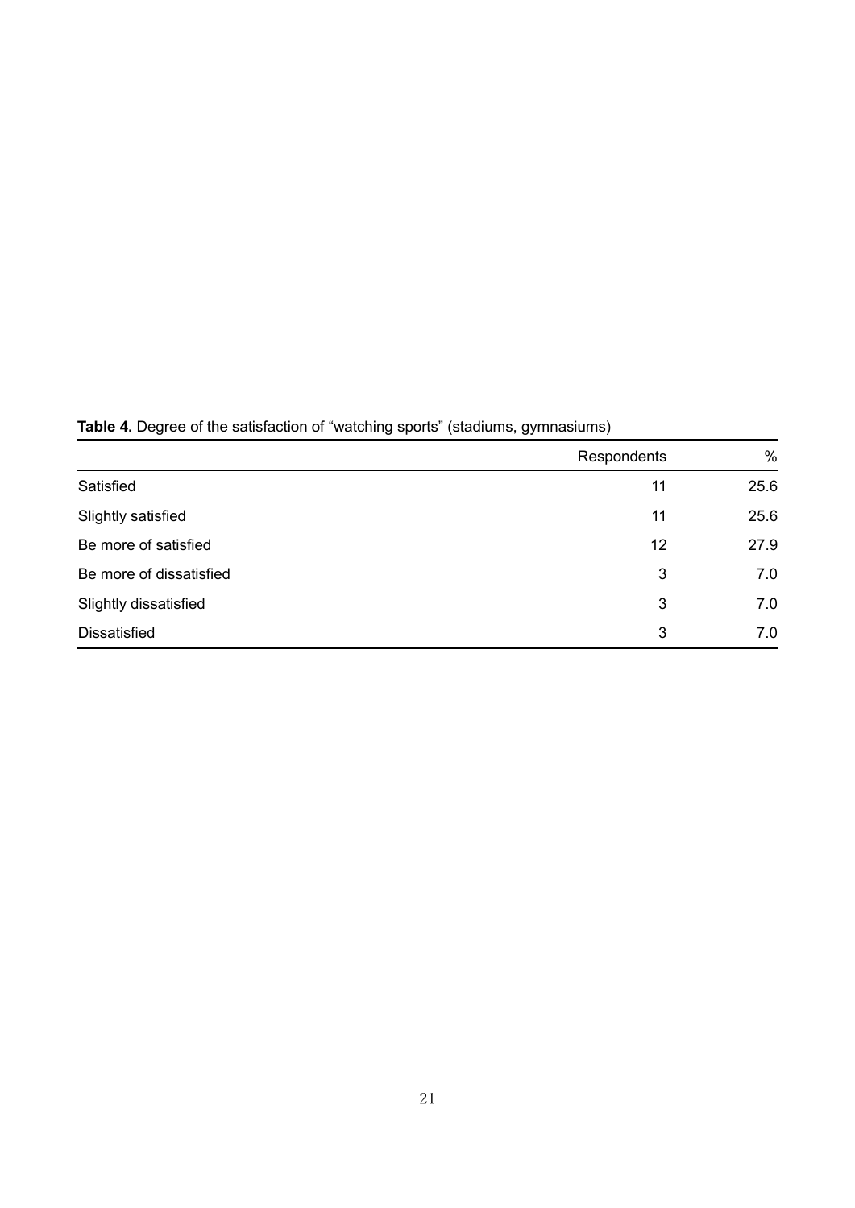**Table 4.** Degree of the satisfaction of “watching sports” (stadiums, gymnasiums)

| | Respondents | % |
|---|---|---|
| Satisfied | 11 | 25.6 |
| Slightly satisfied | 11 | 25.6 |
| Be more of satisfied | 12 | 27.9 |
| Be more of dissatisfied | 3 | 7.0 |
| Slightly dissatisfied | 3 | 7.0 |
| Dissatisfied | 3 | 7.0 |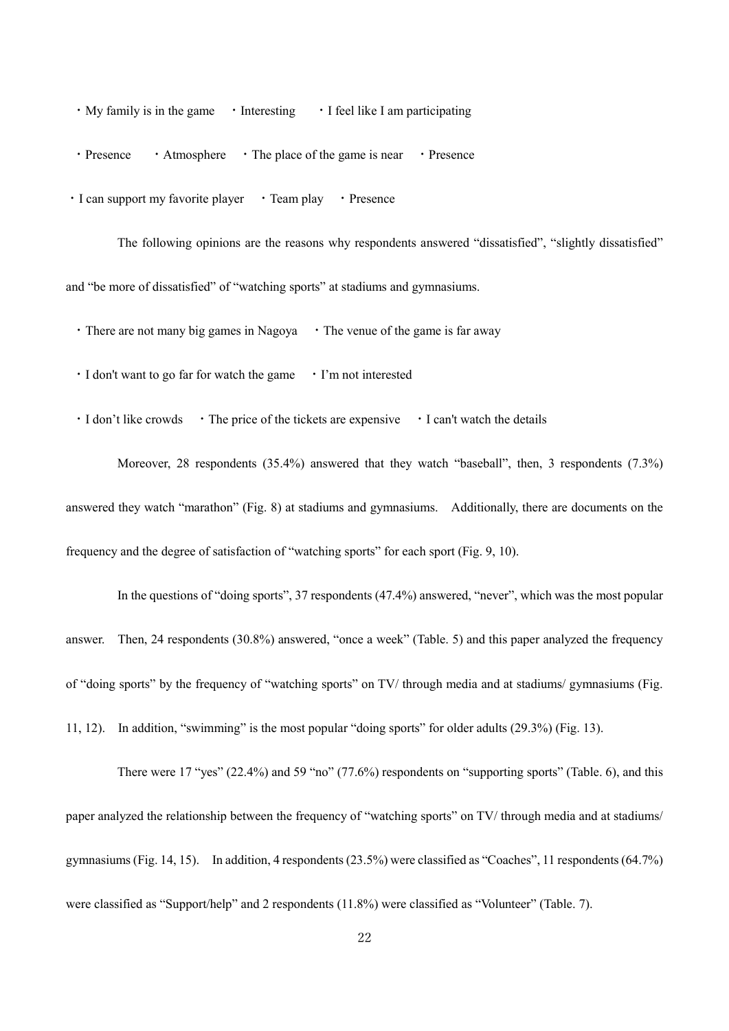・My family is in the game ・Interesting ・I feel like I am participating

・Presence ・Atmosphere ・The place of the game is near ・Presence

・I can support my favorite player ・Team play ・Presence

The following opinions are the reasons why respondents answered “dissatisfied”, “slightly dissatisfied” and “be more of dissatisfied” of “watching sports” at stadiums and gymnasiums.

・There are not many big games in Nagoya ・The venue of the game is far away

・I don't want to go far for watch the game ・I’m not interested

・I don’t like crowds ・The price of the tickets are expensive ・I can't watch the details

Moreover, 28 respondents (35.4%) answered that they watch “baseball”, then, 3 respondents (7.3%) answered they watch “marathon” (Fig. 8) at stadiums and gymnasiums. Additionally, there are documents on the frequency and the degree of satisfaction of “watching sports” for each sport (Fig. 9, 10).

In the questions of “doing sports”, 37 respondents (47.4%) answered, “never”, which was the most popular answer. Then, 24 respondents (30.8%) answered, “once a week” (Table. 5) and this paper analyzed the frequency of “doing sports” by the frequency of “watching sports” on TV/ through media and at stadiums/ gymnasiums (Fig. 11, 12). In addition, “swimming” is the most popular “doing sports” for older adults (29.3%) (Fig. 13).

There were 17 “yes” (22.4%) and 59 “no” (77.6%) respondents on “supporting sports” (Table. 6), and this paper analyzed the relationship between the frequency of “watching sports” on TV/ through media and at stadiums/ gymnasiums (Fig. 14, 15). In addition, 4 respondents (23.5%) were classified as “Coaches”, 11 respondents (64.7%) were classified as “Support/help” and 2 respondents (11.8%) were classified as “Volunteer” (Table. 7).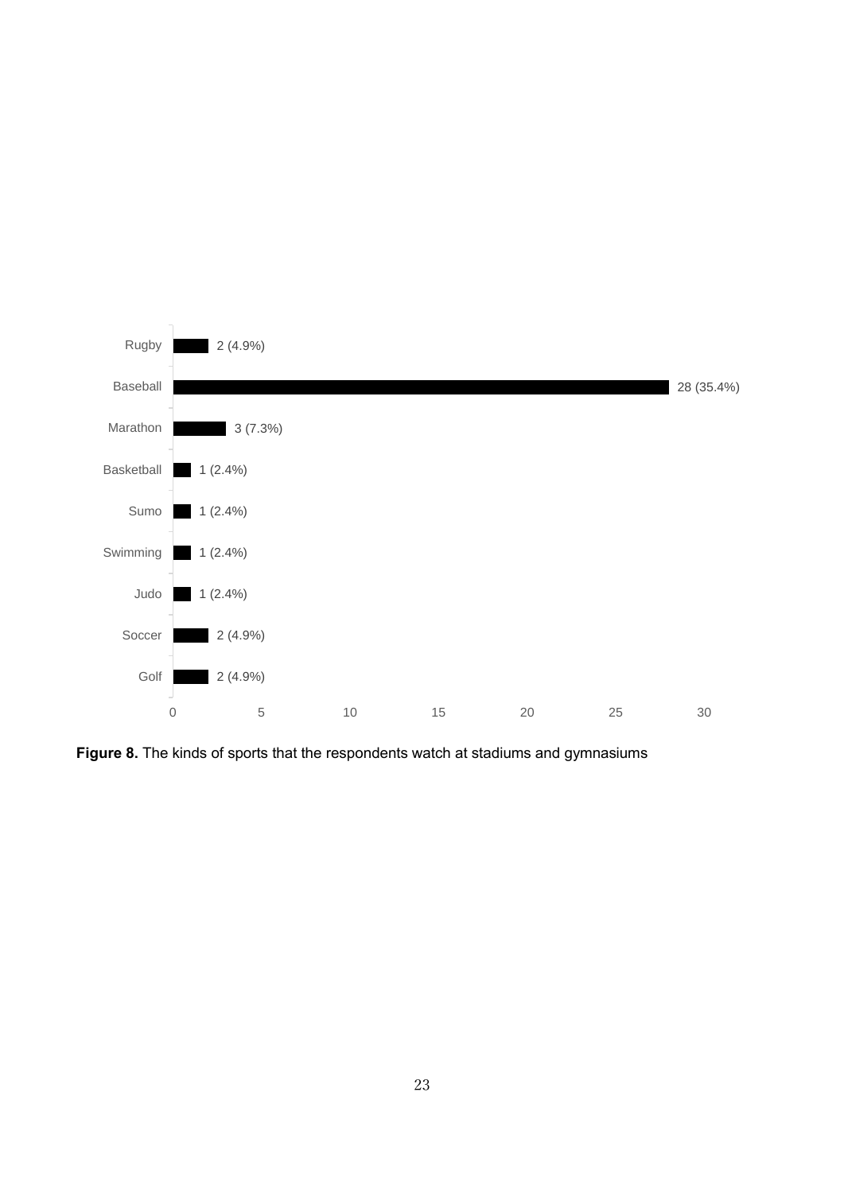| Sport | Count (%) |
|---|---|
| Rugby | 2 (4.9%) |
| Baseball | 28 (35.4%) |
| Marathon | 3 (7.3%) |
| Basketball | 1 (2.4%) |
| Sumo | 1 (2.4%) |
| Swimming | 1 (2.4%) |
| Judo | 1 (2.4%) |
| Soccer | 2 (4.9%) |
| Golf | 2 (4.9%) |

**Figure 8.** The kinds of sports that the respondents watch at stadiums and gymnasiums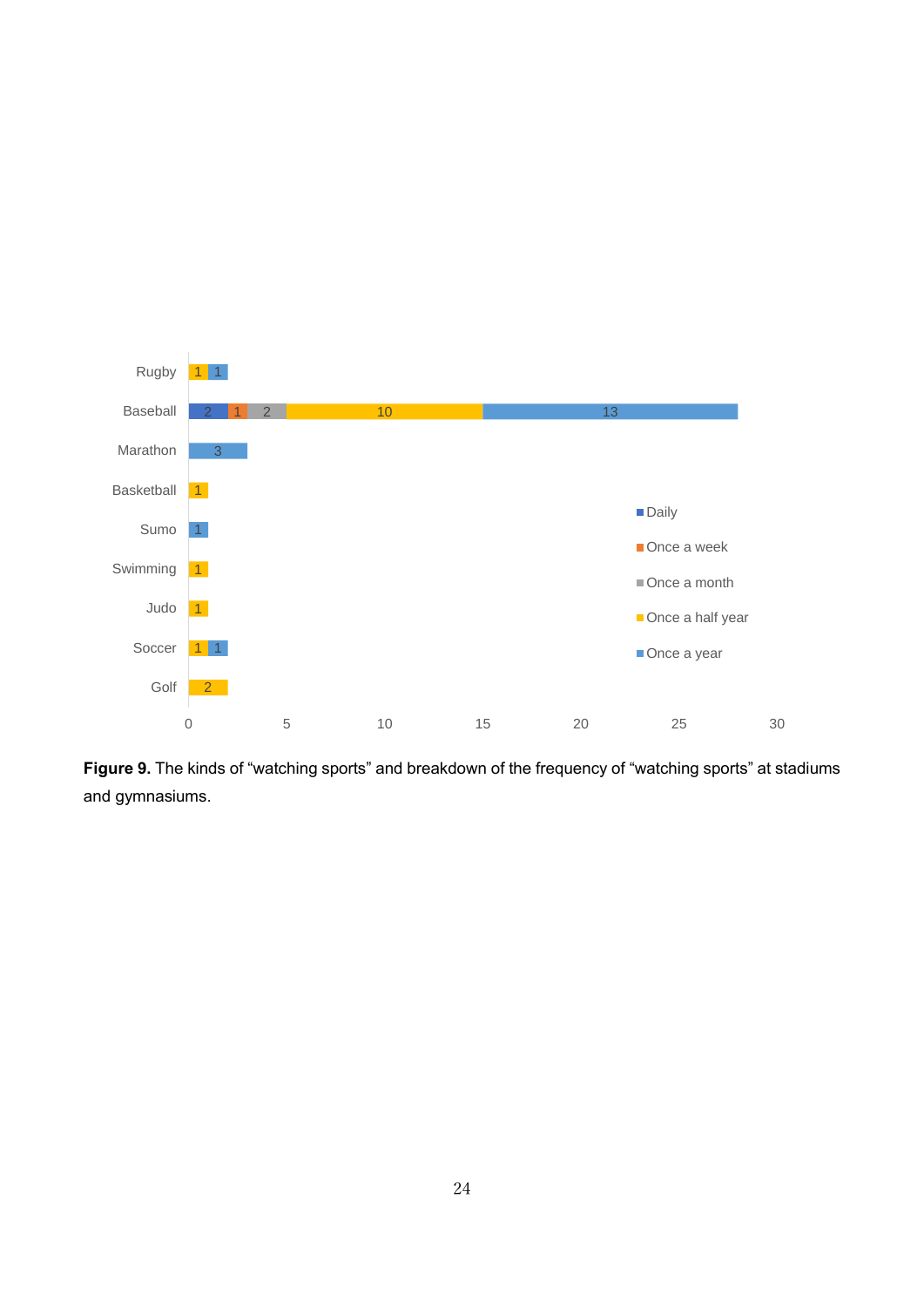**Figure 9.** The kinds of "watching sports" and breakdown of the frequency of "watching sports" at stadiums and gymnasiums.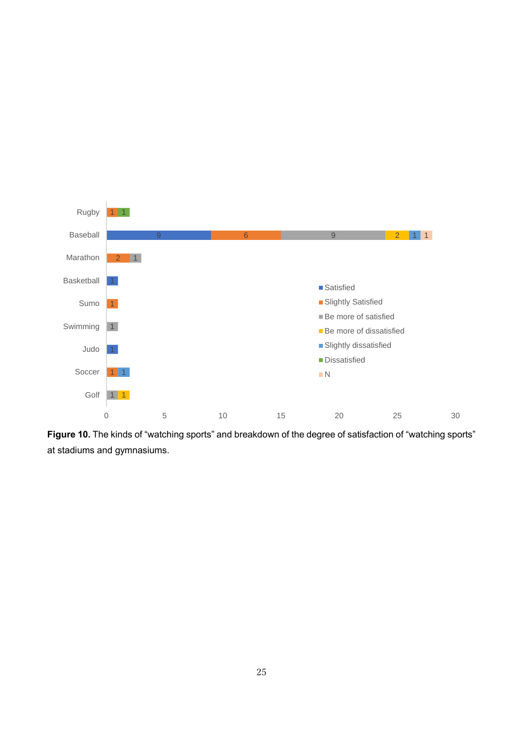**Figure 10.** The kinds of “watching sports” and breakdown of the degree of satisfaction of “watching sports” at stadiums and gymnasiums.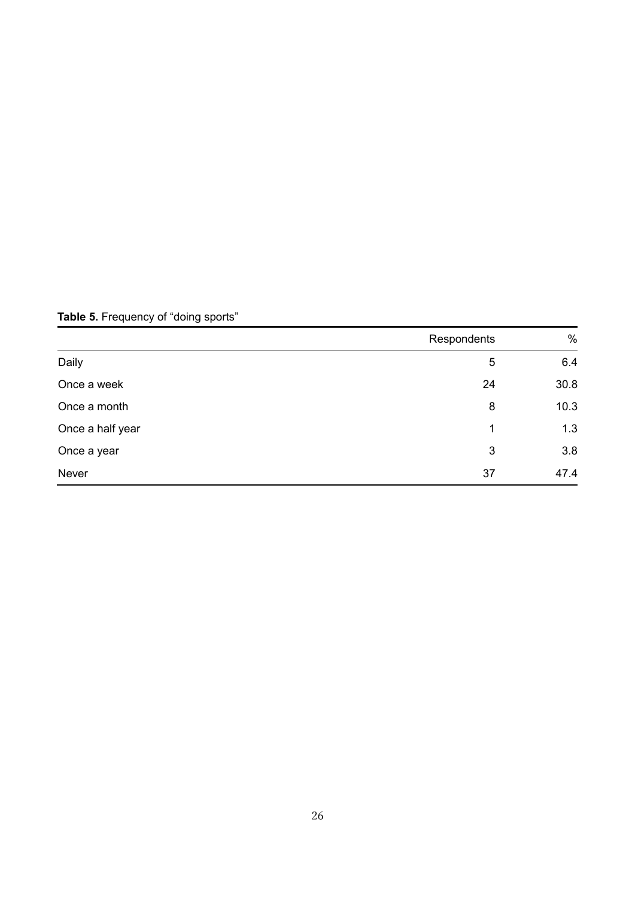**Table 5.** Frequency of “doing sports”

| | Respondents | % |
|---|---|---|
| Daily | 5 | 6.4 |
| Once a week | 24 | 30.8 |
| Once a month | 8 | 10.3 |
| Once a half year | 1 | 1.3 |
| Once a year | 3 | 3.8 |
| Never | 37 | 47.4 |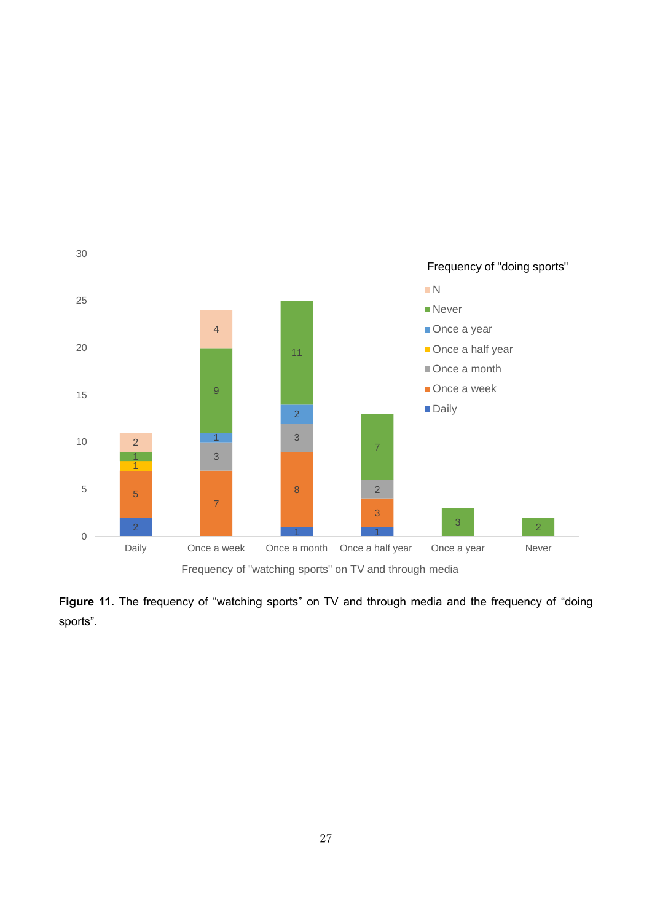**Figure 11.** The frequency of “watching sports” on TV and through media and the frequency of “doing sports”.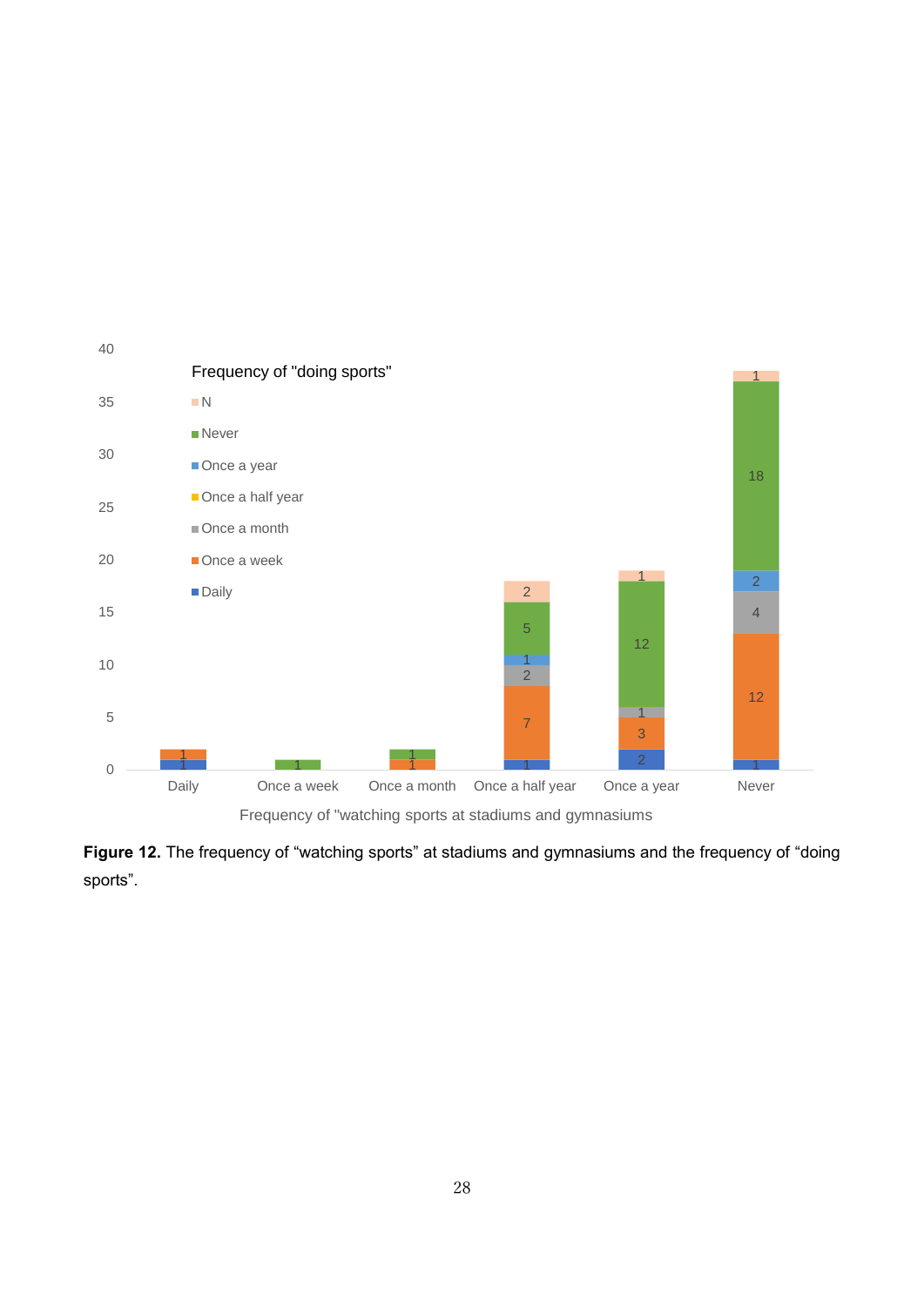**Figure 12.** The frequency of “watching sports” at stadiums and gymnasiums and the frequency of “doing sports”.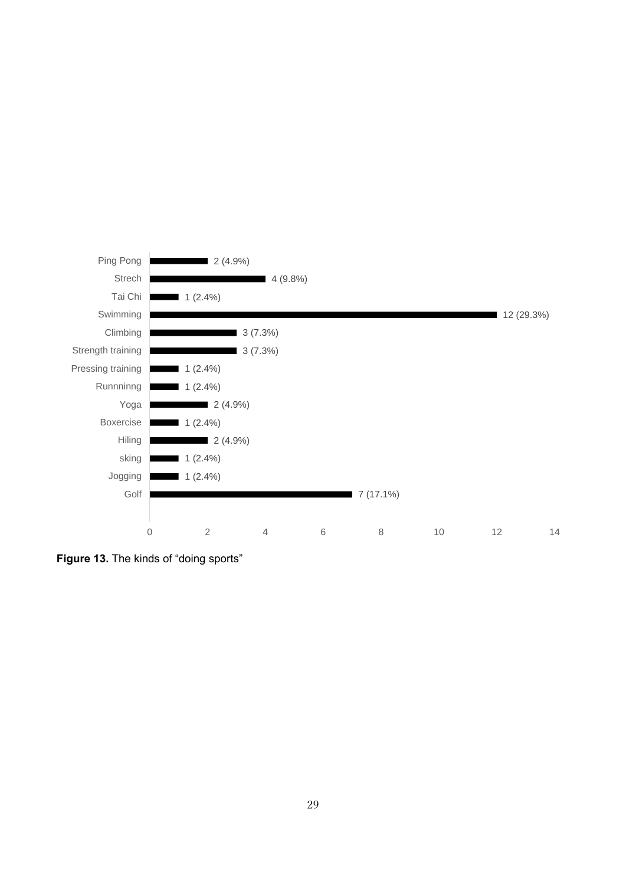| Kind of sport | Count (%) |
|---|---|
| Ping Pong | 2 (4.9%) |
| Strech | 4 (9.8%) |
| Tai Chi | 1 (2.4%) |
| Swimming | 12 (29.3%) |
| Climbing | 3 (7.3%) |
| Strength training | 3 (7.3%) |
| Pressing training | 1 (2.4%) |
| Runnninng | 1 (2.4%) |
| Yoga | 2 (4.9%) |
| Boxercise | 1 (2.4%) |
| Hiling | 2 (4.9%) |
| sking | 1 (2.4%) |
| Jogging | 1 (2.4%) |
| Golf | 7 (17.1%) |

**Figure 13.** The kinds of "doing sports"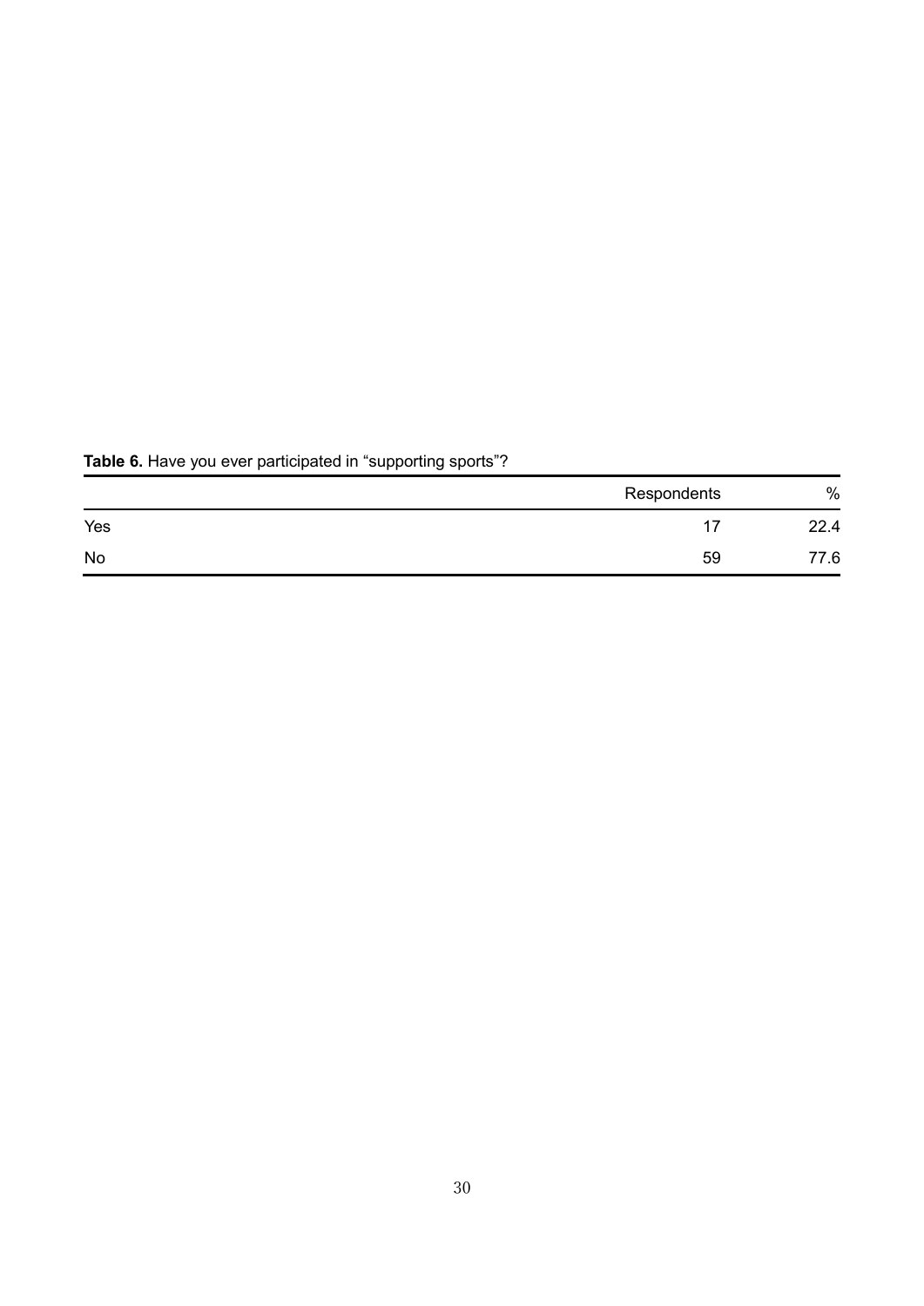**Table 6.** Have you ever participated in “supporting sports”?

| | Respondents | % |
|---|---|---|
| Yes | 17 | 22.4 |
| No | 59 | 77.6 |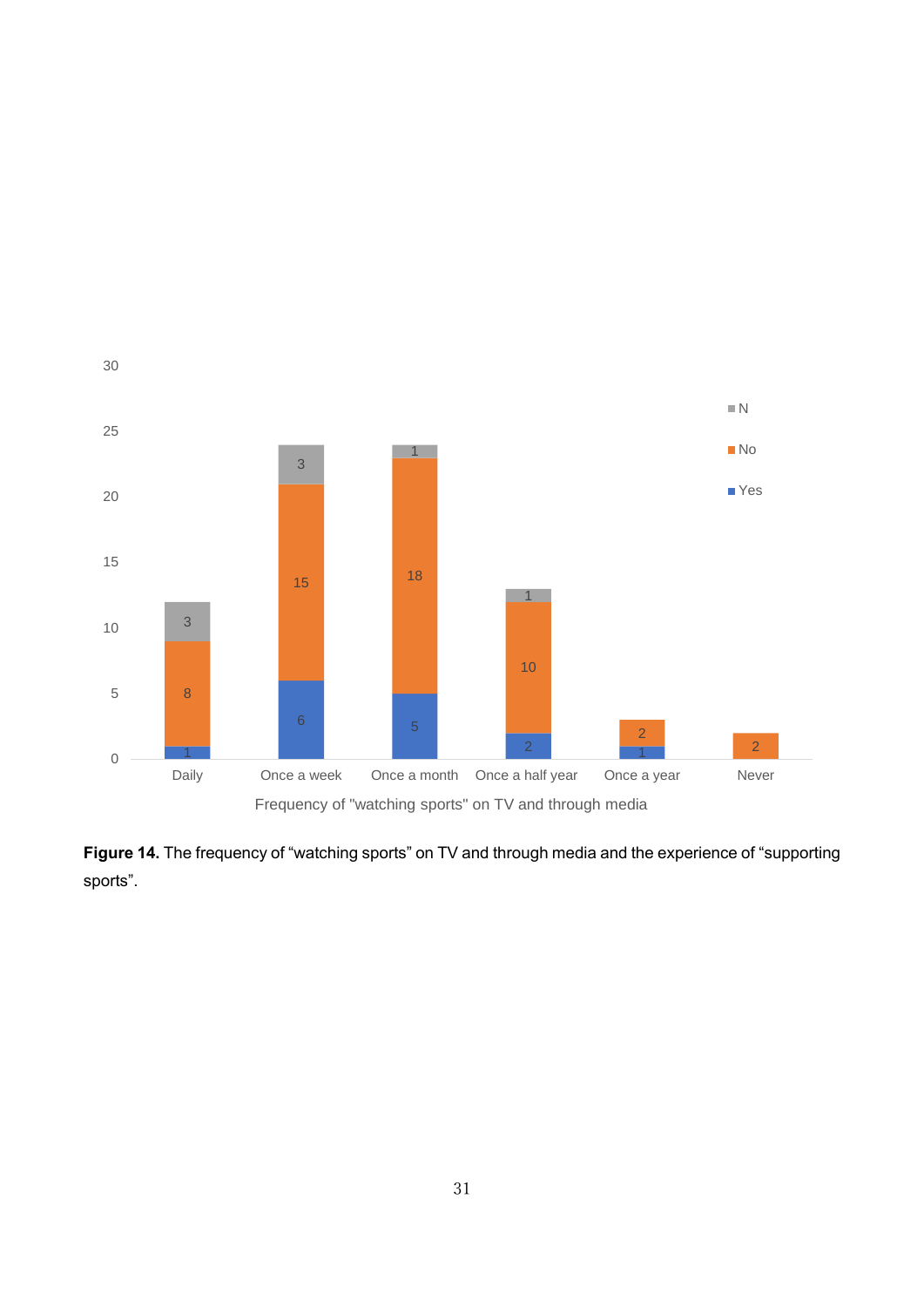| Frequency of "watching sports" on TV and through media | Yes | No | N |
|---|---|---|---|
| Daily | 1 | 8 | 3 |
| Once a week | 6 | 15 | 3 |
| Once a month | 5 | 18 | 1 |
| Once a half year | 2 | 10 | 1 |
| Once a year | 1 | 2 | |
| Never | | 2 | |

**Figure 14.** The frequency of "watching sports" on TV and through media and the experience of "supporting sports".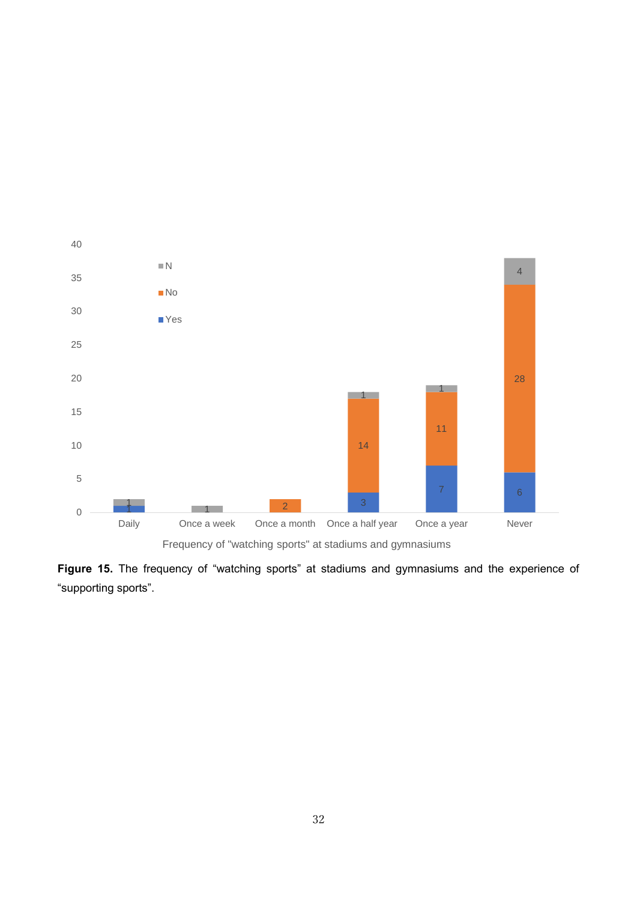**Figure 15.** The frequency of “watching sports” at stadiums and gymnasiums and the experience of “supporting sports”.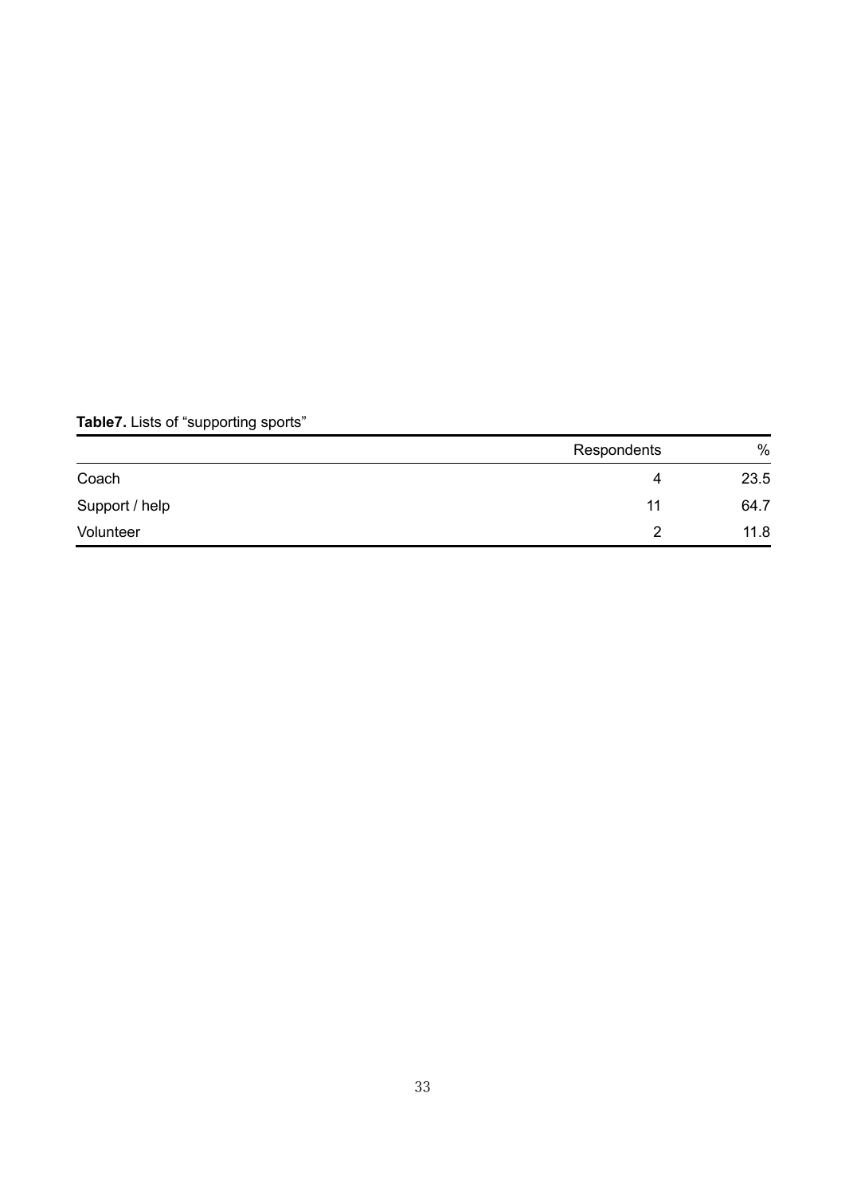**Table7.** Lists of “supporting sports”

| | Respondents | % |
|---|---|---|
| Coach | 4 | 23.5 |
| Support / help | 11 | 64.7 |
| Volunteer | 2 | 11.8 |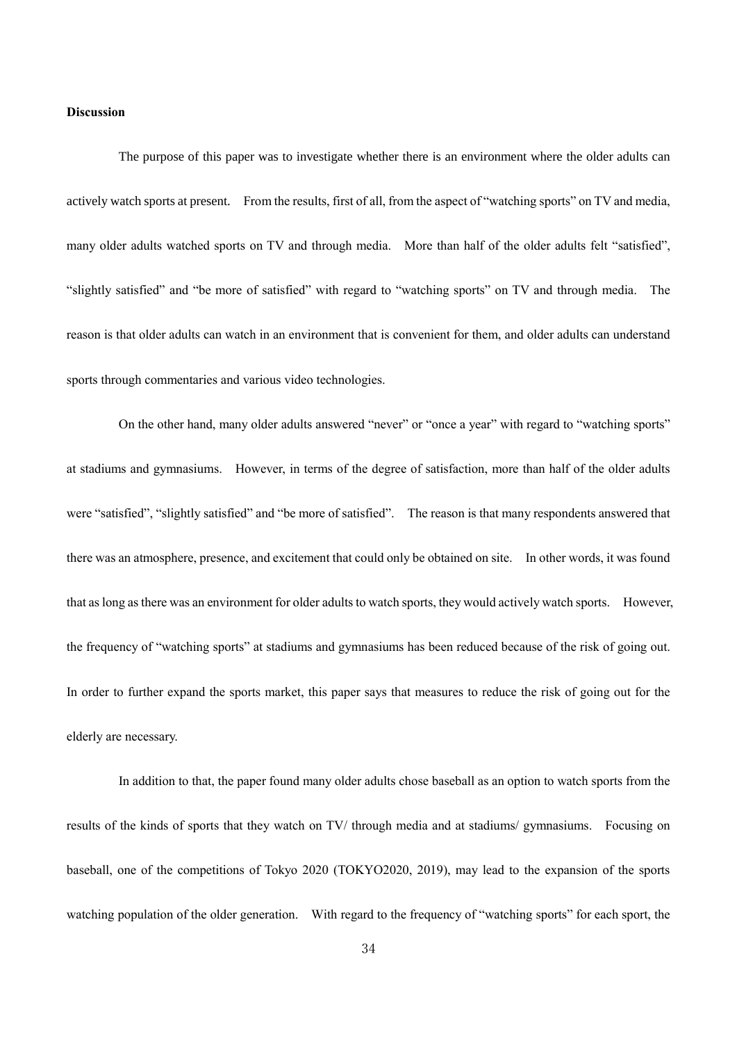**Discussion**

The purpose of this paper was to investigate whether there is an environment where the older adults can actively watch sports at present. From the results, first of all, from the aspect of "watching sports" on TV and media, many older adults watched sports on TV and through media. More than half of the older adults felt "satisfied", "slightly satisfied" and "be more of satisfied" with regard to "watching sports" on TV and through media. The reason is that older adults can watch in an environment that is convenient for them, and older adults can understand sports through commentaries and various video technologies.

On the other hand, many older adults answered "never" or "once a year" with regard to "watching sports" at stadiums and gymnasiums. However, in terms of the degree of satisfaction, more than half of the older adults were "satisfied", "slightly satisfied" and "be more of satisfied". The reason is that many respondents answered that there was an atmosphere, presence, and excitement that could only be obtained on site. In other words, it was found that as long as there was an environment for older adults to watch sports, they would actively watch sports. However, the frequency of "watching sports" at stadiums and gymnasiums has been reduced because of the risk of going out. In order to further expand the sports market, this paper says that measures to reduce the risk of going out for the elderly are necessary.

In addition to that, the paper found many older adults chose baseball as an option to watch sports from the results of the kinds of sports that they watch on TV/ through media and at stadiums/ gymnasiums. Focusing on baseball, one of the competitions of Tokyo 2020 (TOKYO2020, 2019), may lead to the expansion of the sports watching population of the older generation. With regard to the frequency of "watching sports" for each sport, the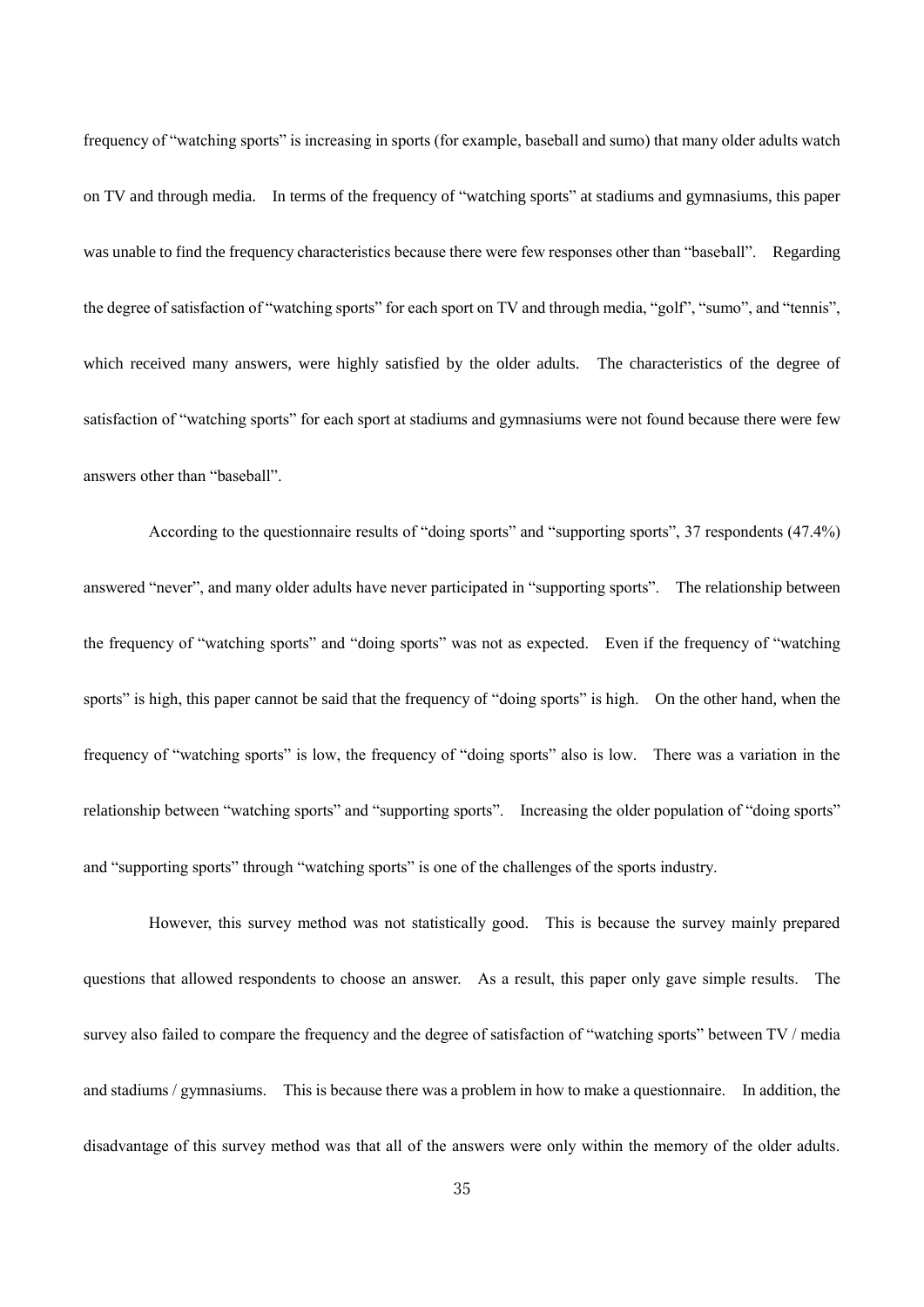frequency of "watching sports" is increasing in sports (for example, baseball and sumo) that many older adults watch on TV and through media. In terms of the frequency of "watching sports" at stadiums and gymnasiums, this paper was unable to find the frequency characteristics because there were few responses other than "baseball". Regarding the degree of satisfaction of "watching sports" for each sport on TV and through media, "golf", "sumo", and "tennis", which received many answers, were highly satisfied by the older adults. The characteristics of the degree of satisfaction of "watching sports" for each sport at stadiums and gymnasiums were not found because there were few answers other than "baseball".

According to the questionnaire results of "doing sports" and "supporting sports", 37 respondents (47.4%) answered "never", and many older adults have never participated in "supporting sports". The relationship between the frequency of "watching sports" and "doing sports" was not as expected. Even if the frequency of "watching sports" is high, this paper cannot be said that the frequency of "doing sports" is high. On the other hand, when the frequency of "watching sports" is low, the frequency of "doing sports" also is low. There was a variation in the relationship between "watching sports" and "supporting sports". Increasing the older population of "doing sports" and "supporting sports" through "watching sports" is one of the challenges of the sports industry.

However, this survey method was not statistically good. This is because the survey mainly prepared questions that allowed respondents to choose an answer. As a result, this paper only gave simple results. The survey also failed to compare the frequency and the degree of satisfaction of "watching sports" between TV / media and stadiums / gymnasiums. This is because there was a problem in how to make a questionnaire. In addition, the disadvantage of this survey method was that all of the answers were only within the memory of the older adults.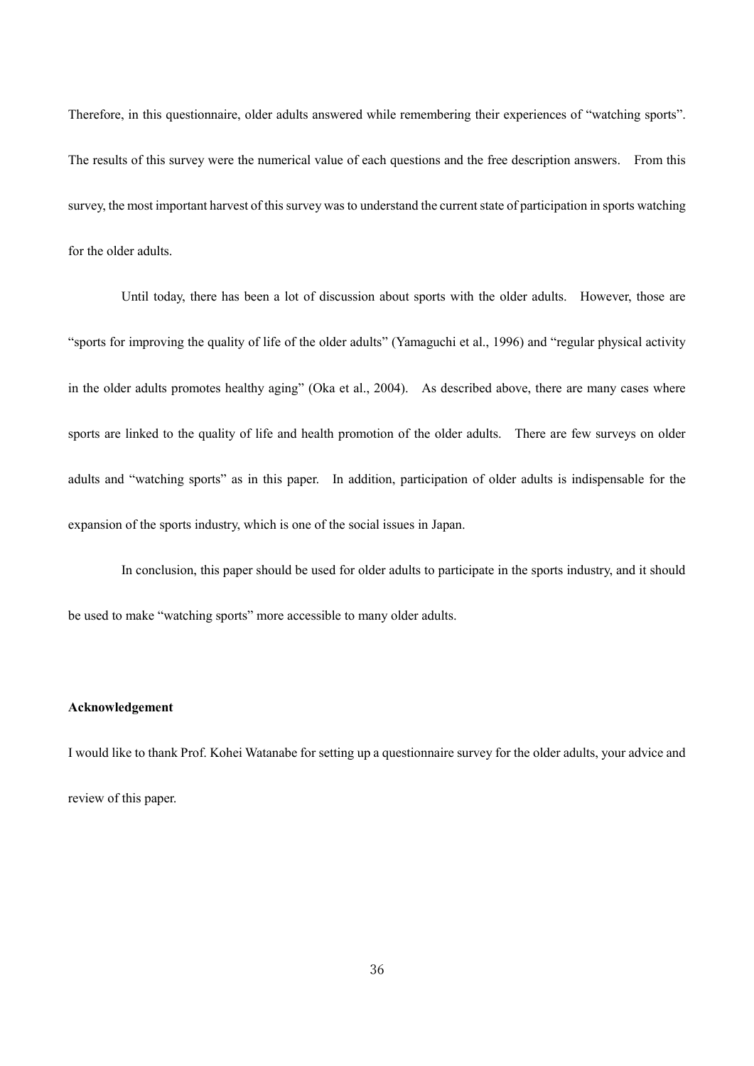Therefore, in this questionnaire, older adults answered while remembering their experiences of "watching sports". The results of this survey were the numerical value of each questions and the free description answers. From this survey, the most important harvest of this survey was to understand the current state of participation in sports watching for the older adults.

Until today, there has been a lot of discussion about sports with the older adults. However, those are "sports for improving the quality of life of the older adults" (Yamaguchi et al., 1996) and "regular physical activity in the older adults promotes healthy aging" (Oka et al., 2004). As described above, there are many cases where sports are linked to the quality of life and health promotion of the older adults. There are few surveys on older adults and "watching sports" as in this paper. In addition, participation of older adults is indispensable for the expansion of the sports industry, which is one of the social issues in Japan.

In conclusion, this paper should be used for older adults to participate in the sports industry, and it should be used to make "watching sports" more accessible to many older adults.

### Acknowledgement

I would like to thank Prof. Kohei Watanabe for setting up a questionnaire survey for the older adults, your advice and review of this paper.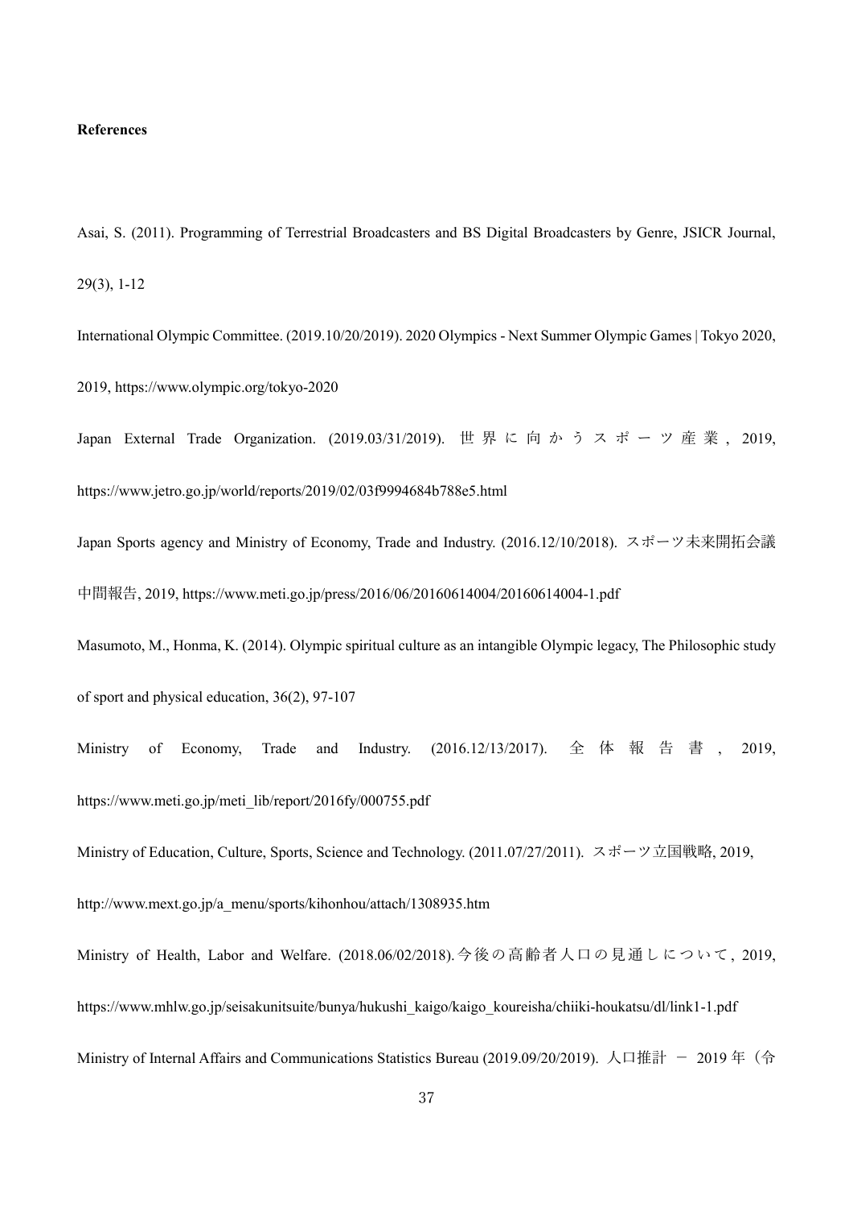**References**

Asai, S. (2011). Programming of Terrestrial Broadcasters and BS Digital Broadcasters by Genre, JSICR Journal, 29(3), 1-12

International Olympic Committee. (2019.10/20/2019). 2020 Olympics - Next Summer Olympic Games | Tokyo 2020, 2019, https://www.olympic.org/tokyo-2020

Japan External Trade Organization. (2019.03/31/2019). 世界に向かうスポーツ産業, 2019, https://www.jetro.go.jp/world/reports/2019/02/03f9994684b788e5.html

Japan Sports agency and Ministry of Economy, Trade and Industry. (2016.12/10/2018). スポーツ未来開拓会議中間報告, 2019, https://www.meti.go.jp/press/2016/06/20160614004/20160614004-1.pdf

Masumoto, M., Honma, K. (2014). Olympic spiritual culture as an intangible Olympic legacy, The Philosophic study of sport and physical education, 36(2), 97-107

Ministry of Economy, Trade and Industry. (2016.12/13/2017). 全体報告書, 2019, https://www.meti.go.jp/meti_lib/report/2016fy/000755.pdf

Ministry of Education, Culture, Sports, Science and Technology. (2011.07/27/2011). スポーツ立国戦略, 2019, http://www.mext.go.jp/a_menu/sports/kihonhou/attach/1308935.htm

Ministry of Health, Labor and Welfare. (2018.06/02/2018). 今後の高齢者人口の見通しについて, 2019, https://www.mhlw.go.jp/seisakunitsuite/bunya/hukushi_kaigo/kaigo_koureisha/chiiki-houkatsu/dl/link1-1.pdf

Ministry of Internal Affairs and Communications Statistics Bureau (2019.09/20/2019). 人口推計 － 2019 年（令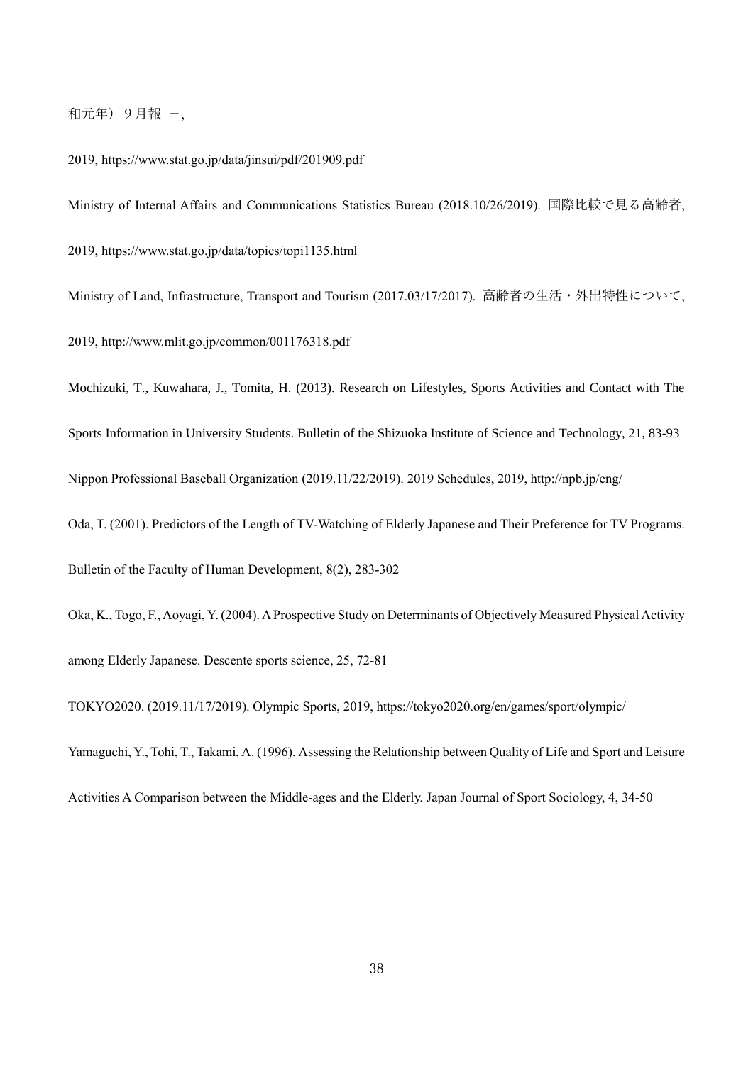和元年） 9 月報 －,

2019, https://www.stat.go.jp/data/jinsui/pdf/201909.pdf

Ministry of Internal Affairs and Communications Statistics Bureau (2018.10/26/2019). 国際比較で見る高齢者, 2019, https://www.stat.go.jp/data/topics/topi1135.html

Ministry of Land, Infrastructure, Transport and Tourism (2017.03/17/2017). 高齢者の生活・外出特性について, 2019, http://www.mlit.go.jp/common/001176318.pdf

Mochizuki, T., Kuwahara, J., Tomita, H. (2013). Research on Lifestyles, Sports Activities and Contact with The Sports Information in University Students. Bulletin of the Shizuoka Institute of Science and Technology, 21, 83-93

Nippon Professional Baseball Organization (2019.11/22/2019). 2019 Schedules, 2019, http://npb.jp/eng/

Oda, T. (2001). Predictors of the Length of TV-Watching of Elderly Japanese and Their Preference for TV Programs. Bulletin of the Faculty of Human Development, 8(2), 283-302

Oka, K., Togo, F., Aoyagi, Y. (2004). A Prospective Study on Determinants of Objectively Measured Physical Activity among Elderly Japanese. Descente sports science, 25, 72-81

TOKYO2020. (2019.11/17/2019). Olympic Sports, 2019, https://tokyo2020.org/en/games/sport/olympic/

Yamaguchi, Y., Tohi, T., Takami, A. (1996). Assessing the Relationship between Quality of Life and Sport and Leisure Activities A Comparison between the Middle-ages and the Elderly. Japan Journal of Sport Sociology, 4, 34-50